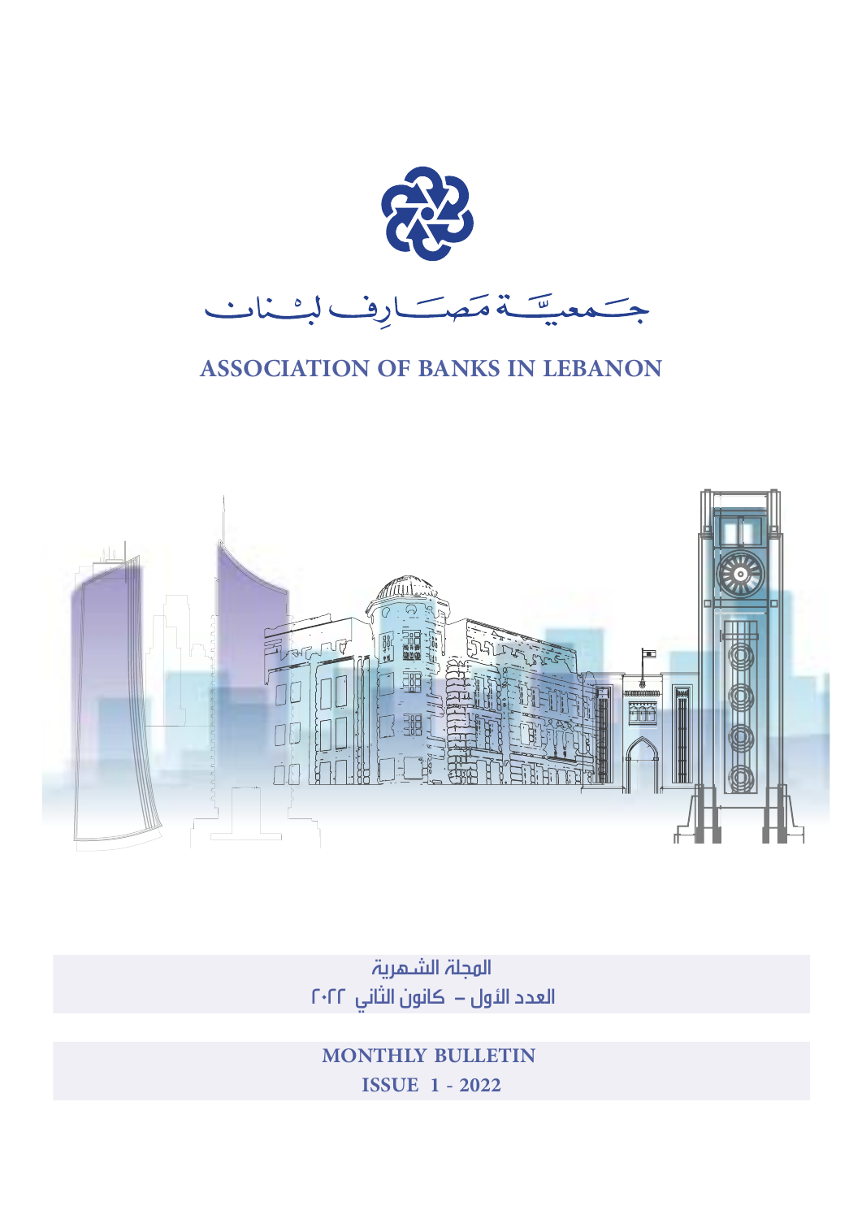جمعيّة مصارف لبنان

# ASSOCIATION OF BANKS IN LEBANON

المجلة الشهرية

العدد الأول – كانون الثاني ٢٠٢٢

**MONTHLY BULLETIN**

**ISSUE 1 - 2022**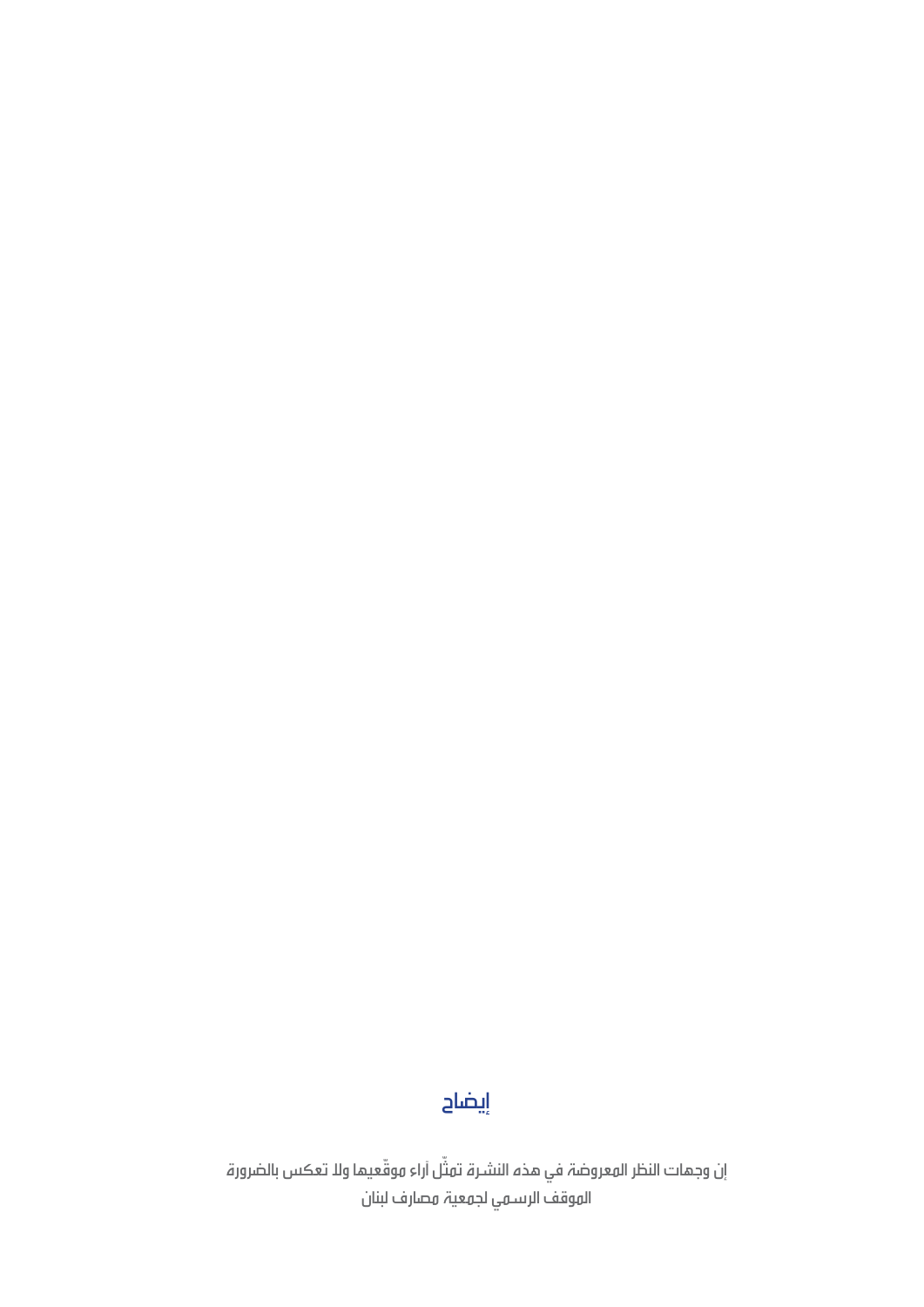## إيضاح

إن وجهات النظر المعروضة في هذه النشرة تمثّل آراء موقّعيها ولا تعكس بالضرورة الموقف الرسمي لجمعية مصارف لبنان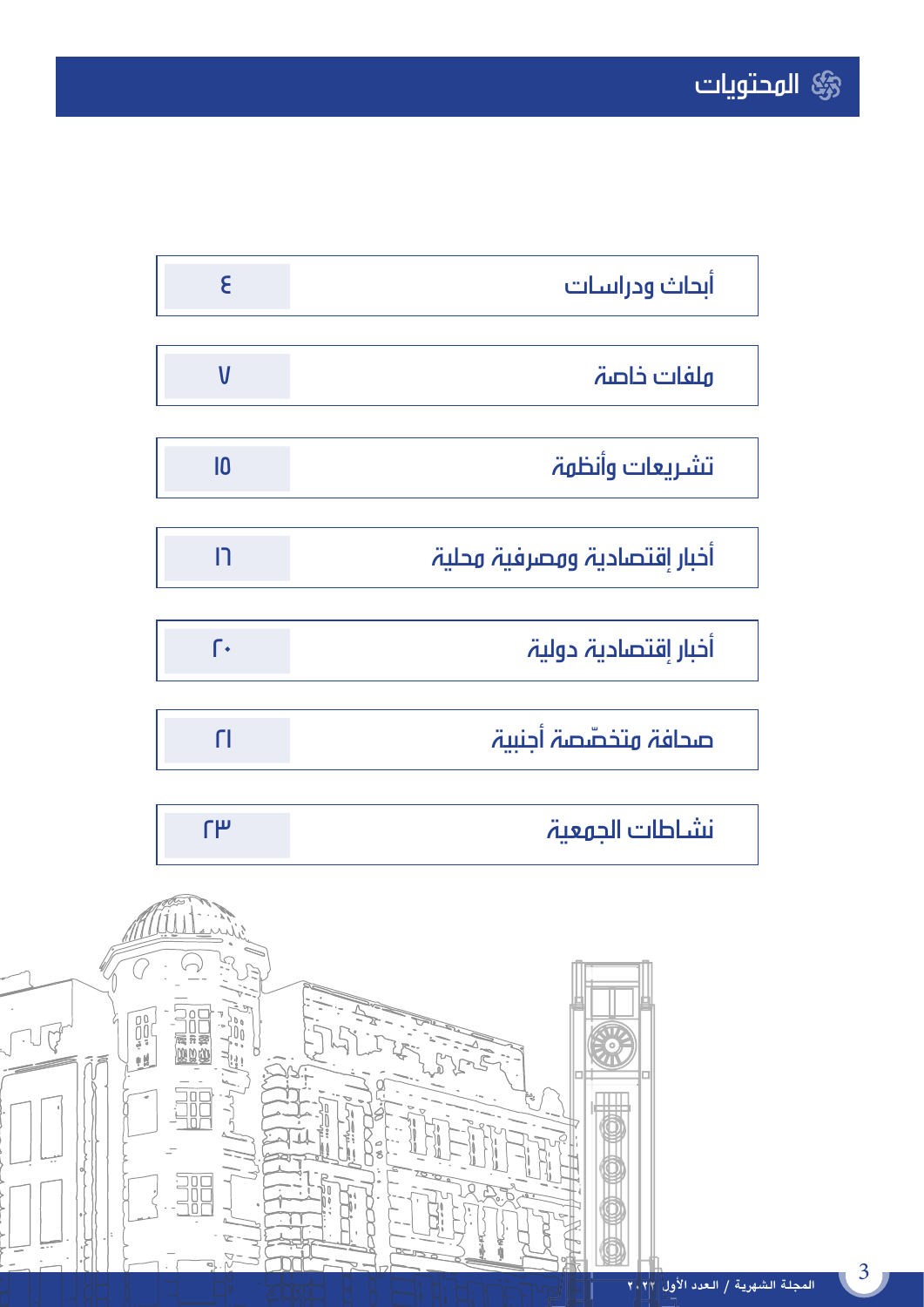# المحتويات

| | |
|---|---|
| أبحاث ودراسات | ٤ |
| ملفات خاصة | ٧ |
| تشريعات وأنظمة | ١٥ |
| أخبار إقتصادية ومصرفية محلية | ١٦ |
| أخبار إقتصادية دولية | ٢٠ |
| صحافة متخصّصة أجنبية | ٢١ |
| نشاطات الجمعية | ٢٣ |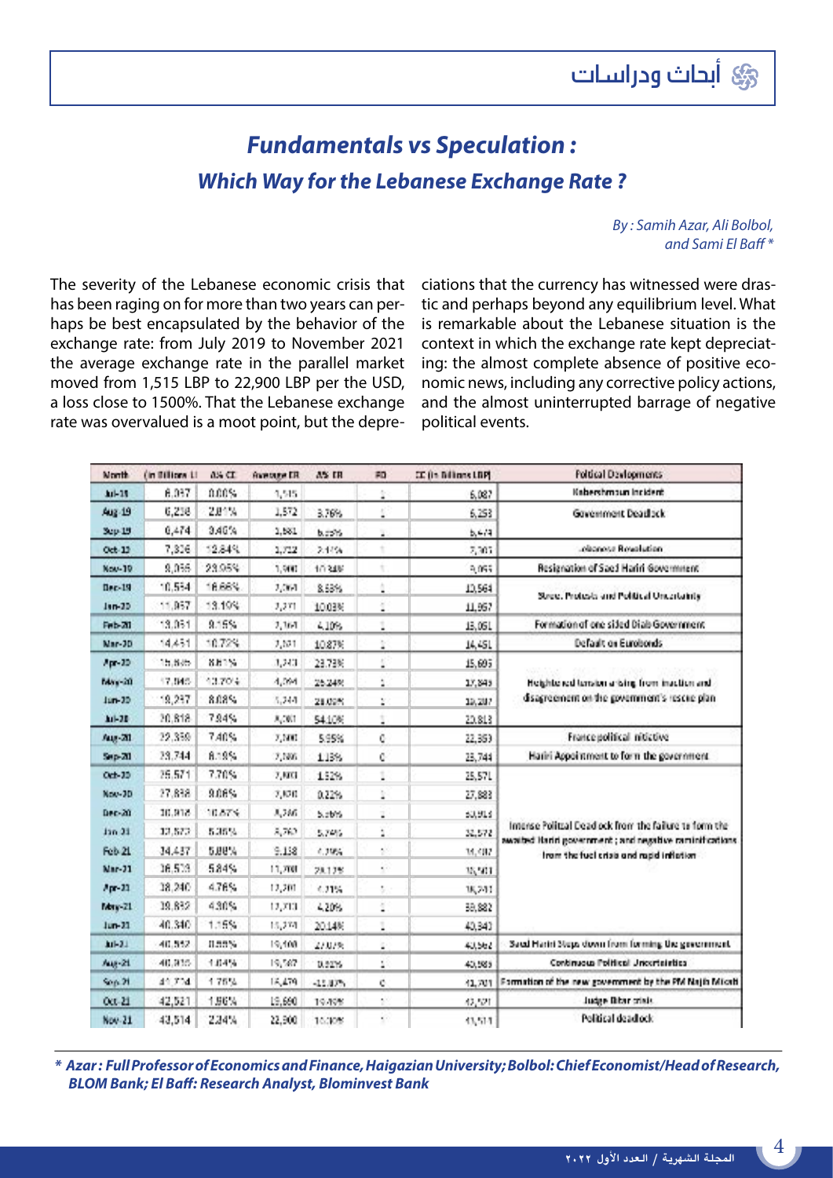# Fundamentals vs Speculation :

## Which Way for the Lebanese Exchange Rate ?

*By : Samih Azar, Ali Bolbol, and Sami El Baff **

The severity of the Lebanese economic crisis that has been raging on for more than two years can perhaps be best encapsulated by the behavior of the exchange rate: from July 2019 to November 2021 the average exchange rate in the parallel market moved from 1,515 LBP to 22,900 LBP per the USD, a loss close to 1500%. That the Lebanese exchange rate was overvalued is a moot point, but the depreciations that the currency has witnessed were drastic and perhaps beyond any equilibrium level. What is remarkable about the Lebanese situation is the context in which the exchange rate kept depreciating: the almost complete absence of positive economic news, including any corrective policy actions, and the almost uninterrupted barrage of negative political events.

| Month | (in Billions LL) | Δ% CC | Average ER | Δ% ER | PD | CC (in Billions LBP) | Political Developments |
|---|---|---|---|---|---|---|---|
| Jul-19 | 6,087 | 0.00% | 1,515 | | 1 | 6,087 | Kabershmoun Incident |
| Aug-19 | 6,258 | 2.81% | 1,572 | 3.76% | 1 | 6,258 | Government Deadlock |
| Sep-19 | 6,474 | 3.46% | 1,661 | 5.66% | 1 | 6,474 | |
| Oct-19 | 7,306 | 12.84% | 1,702 | 2.47% | 1 | 7,306 | Lebanese Revolution |
| Nov-19 | 9,056 | 23.95% | 1,900 | 10.84% | 1 | 9,056 | Resignation of Saad Hariri Government |
| Dec-19 | 10,564 | 16.66% | 2,064 | 8.63% | 1 | 10,564 | Street Protests and Political Uncertainty |
| Jan-20 | 11,957 | 13.19% | 2,271 | 10.03% | 1 | 11,957 | |
| Feb-20 | 13,051 | 9.15% | 2,364 | 4.10% | 1 | 13,051 | Formation of one sided Diab Government |
| Mar-20 | 14,451 | 10.72% | 2,621 | 10.87% | 1 | 14,451 | Default on Eurobonds |
| Apr-20 | 15,695 | 8.61% | 3,243 | 23.73% | 1 | 15,695 | Heightened tension arising from inaction and disagreement on the government's rescue plan |
| May-20 | 17,845 | 13.70% | 4,064 | 25.24% | 1 | 17,845 | |
| Jun-20 | 19,287 | 8.08% | 5,244 | 29.05% | 1 | 19,287 | |
| Jul-20 | 20,818 | 7.94% | 8,087 | 54.10% | 1 | 20,818 | |
| Aug-20 | 22,359 | 7.40% | 7,600 | 5.95% | 0 | 22,359 | France political initiative |
| Sep-20 | 23,744 | 6.19% | 7,686 | 1.13% | 0 | 23,744 | Hariri Appointment to form the government |
| Oct-20 | 25,571 | 7.70% | 7,800 | 1.52% | 1 | 25,571 | Intense Political Deadlock from the failure to form the awaited Hariri government ; and negative ramifications from the fuel crisis and rapid inflation |
| Nov-20 | 27,838 | 8.08% | 7,830 | 0.22% | 1 | 27,883 | |
| Dec-20 | 30,918 | 10.87% | 8,246 | 5.26% | 1 | 30,918 | |
| Jan-21 | 32,573 | 5.35% | 8,760 | 5.74% | 1 | 32,572 | |
| Feb-21 | 34,437 | 5.88% | 9,138 | 4.39% | 1 | 34,437 | |
| Mar-21 | 36,533 | 5.84% | 11,700 | 28.17% | 1 | 36,531 | |
| Apr-21 | 38,240 | 4.76% | 12,201 | 4.21% | 1 | 38,241 | |
| May-21 | 39,882 | 4.30% | 12,713 | 4.20% | 1 | 39,882 | |
| Jun-21 | 40,340 | 1.15% | 15,273 | 20.14% | 1 | 40,340 | |
| Jul-21 | 40,562 | 0.55% | 19,400 | 27.02% | 1 | 40,562 | Saad Hariri Steps down from forming the government |
| Aug-21 | 40,985 | 1.04% | 19,787 | 0.22% | 1 | 40,985 | Continuous Political Uncertainties |
| Sep-21 | 41,704 | 1.75% | 15,470 | -15.83% | 0 | 41,701 | Formation of the new government by the PM Najib Mikati |
| Oct-21 | 42,521 | 1.96% | 18,690 | 19.49% | 1 | 42,521 | Judge Bitar crisis |
| Nov-21 | 43,514 | 2.34% | 22,900 | 10.00% | 1 | 43,514 | Political deadlock |

*** Azar : Full Professor of Economics and Finance, Haigazian University; Bolbol: Chief Economist/Head of Research, BLOM Bank; El Baff: Research Analyst, Blominvest Bank**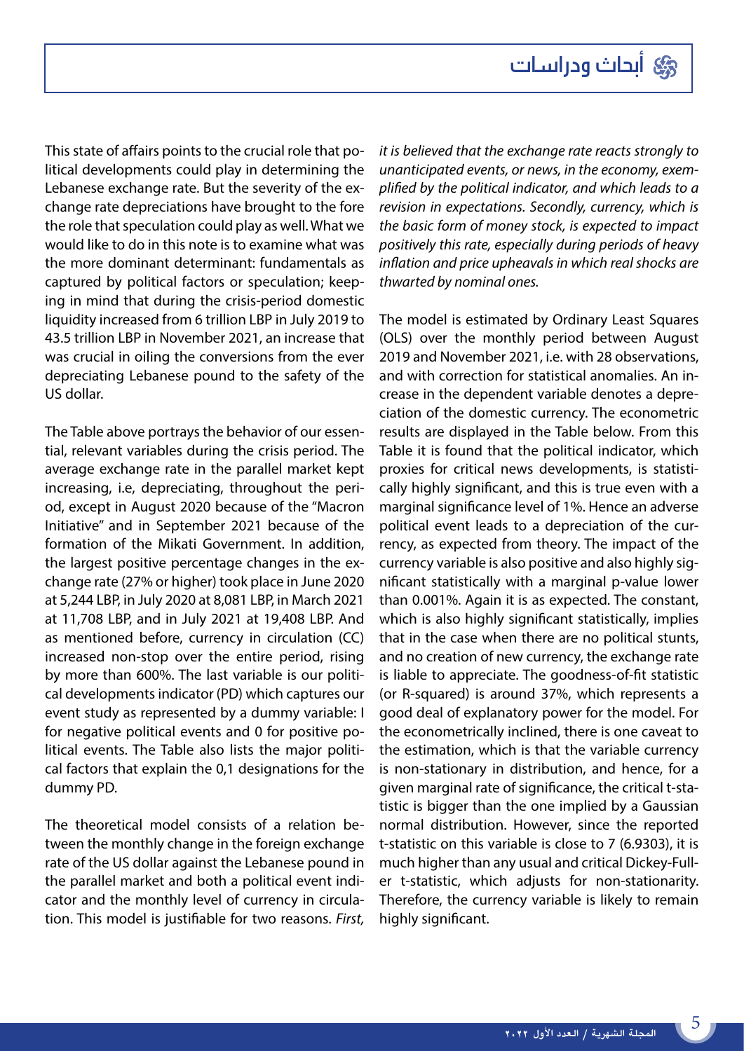This state of affairs points to the crucial role that political developments could play in determining the Lebanese exchange rate. But the severity of the exchange rate depreciations have brought to the fore the role that speculation could play as well. What we would like to do in this note is to examine what was the more dominant determinant: fundamentals as captured by political factors or speculation; keeping in mind that during the crisis-period domestic liquidity increased from 6 trillion LBP in July 2019 to 43.5 trillion LBP in November 2021, an increase that was crucial in oiling the conversions from the ever depreciating Lebanese pound to the safety of the US dollar.

The Table above portrays the behavior of our essential, relevant variables during the crisis period. The average exchange rate in the parallel market kept increasing, i.e, depreciating, throughout the period, except in August 2020 because of the "Macron Initiative" and in September 2021 because of the formation of the Mikati Government. In addition, the largest positive percentage changes in the exchange rate (27% or higher) took place in June 2020 at 5,244 LBP, in July 2020 at 8,081 LBP, in March 2021 at 11,708 LBP, and in July 2021 at 19,408 LBP. And as mentioned before, currency in circulation (CC) increased non-stop over the entire period, rising by more than 600%. The last variable is our political developments indicator (PD) which captures our event study as represented by a dummy variable: I for negative political events and 0 for positive political events. The Table also lists the major political factors that explain the 0,1 designations for the dummy PD.

The theoretical model consists of a relation between the monthly change in the foreign exchange rate of the US dollar against the Lebanese pound in the parallel market and both a political event indicator and the monthly level of currency in circulation. This model is justifiable for two reasons. *First, it is believed that the exchange rate reacts strongly to unanticipated events, or news, in the economy, exemplified by the political indicator, and which leads to a revision in expectations. Secondly, currency, which is the basic form of money stock, is expected to impact positively this rate, especially during periods of heavy inflation and price upheavals in which real shocks are thwarted by nominal ones.*

The model is estimated by Ordinary Least Squares (OLS) over the monthly period between August 2019 and November 2021, i.e. with 28 observations, and with correction for statistical anomalies. An increase in the dependent variable denotes a depreciation of the domestic currency. The econometric results are displayed in the Table below. From this Table it is found that the political indicator, which proxies for critical news developments, is statistically highly significant, and this is true even with a marginal significance level of 1%. Hence an adverse political event leads to a depreciation of the currency, as expected from theory. The impact of the currency variable is also positive and also highly significant statistically with a marginal p-value lower than 0.001%. Again it is as expected. The constant, which is also highly significant statistically, implies that in the case when there are no political stunts, and no creation of new currency, the exchange rate is liable to appreciate. The goodness-of-fit statistic (or R-squared) is around 37%, which represents a good deal of explanatory power for the model. For the econometrically inclined, there is one caveat to the estimation, which is that the variable currency is non-stationary in distribution, and hence, for a given marginal rate of significance, the critical t-statistic is bigger than the one implied by a Gaussian normal distribution. However, since the reported t-statistic on this variable is close to 7 (6.9303), it is much higher than any usual and critical Dickey-Fuller t-statistic, which adjusts for non-stationarity. Therefore, the currency variable is likely to remain highly significant.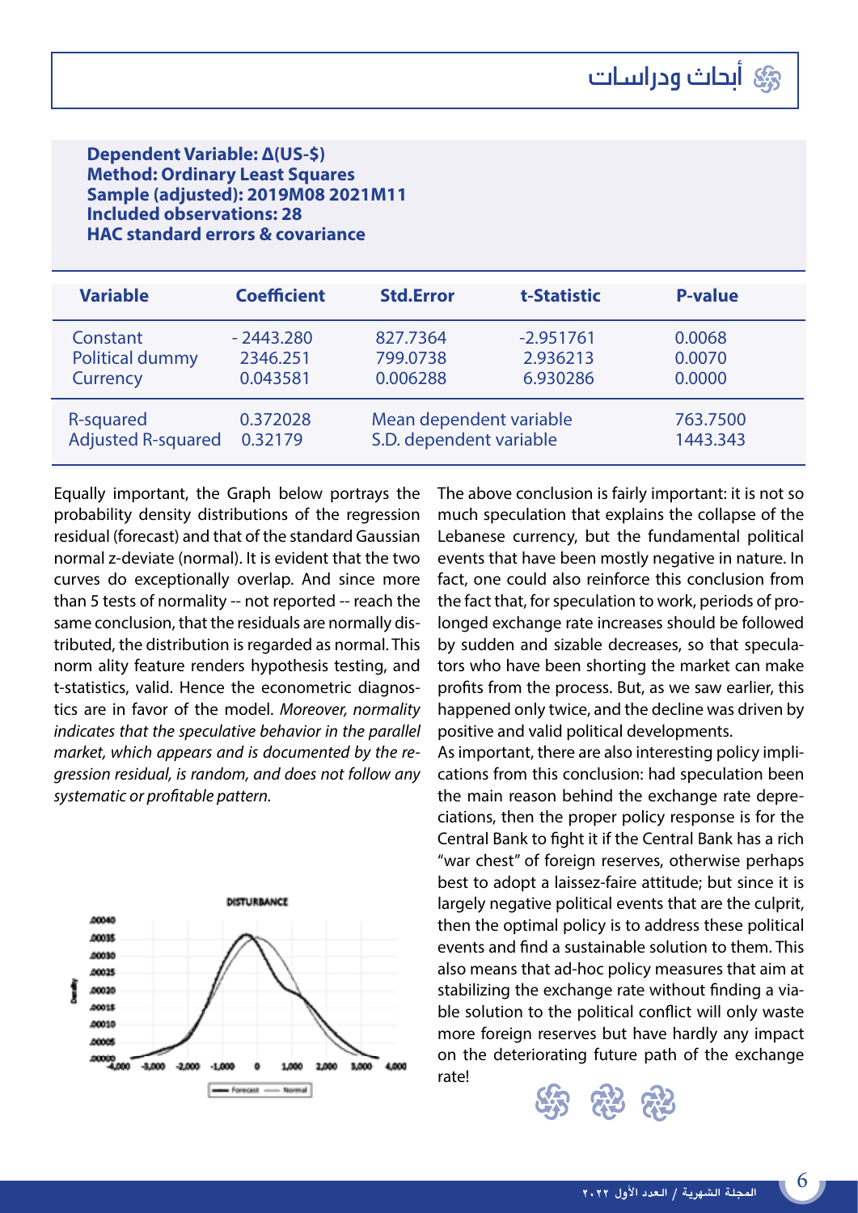**Dependent Variable: Δ(US-$)**
**Method: Ordinary Least Squares**
**Sample (adjusted): 2019M08 2021M11**
**Included observations: 28**
**HAC standard errors & covariance**

| Variable | Coefficient | Std.Error | t-Statistic | P-value |
|---|---|---|---|---|
| Constant | - 2443.280 | 827.7364 | -2.951761 | 0.0068 |
| Political dummy | 2346.251 | 799.0738 | 2.936213 | 0.0070 |
| Currency | 0.043581 | 0.006288 | 6.930286 | 0.0000 |
| R-squared | 0.372028 | Mean dependent variable | | 763.7500 |
| Adjusted R-squared | 0.32179 | S.D. dependent variable | | 1443.343 |

Equally important, the Graph below portrays the probability density distributions of the regression residual (forecast) and that of the standard Gaussian normal z-deviate (normal). It is evident that the two curves do exceptionally overlap. And since more than 5 tests of normality -- not reported -- reach the same conclusion, that the residuals are normally distributed, the distribution is regarded as normal. This norm ality feature renders hypothesis testing, and t-statistics, valid. Hence the econometric diagnostics are in favor of the model. *Moreover, normality indicates that the speculative behavior in the parallel market, which appears and is documented by the regression residual, is random, and does not follow any systematic or profitable pattern.*

The above conclusion is fairly important: it is not so much speculation that explains the collapse of the Lebanese currency, but the fundamental political events that have been mostly negative in nature. In fact, one could also reinforce this conclusion from the fact that, for speculation to work, periods of prolonged exchange rate increases should be followed by sudden and sizable decreases, so that speculators who have been shorting the market can make profits from the process. But, as we saw earlier, this happened only twice, and the decline was driven by positive and valid political developments.

As important, there are also interesting policy implications from this conclusion: had speculation been the main reason behind the exchange rate depreciations, then the proper policy response is for the Central Bank to fight it if the Central Bank has a rich "war chest" of foreign reserves, otherwise perhaps best to adopt a laissez-faire attitude; but since it is largely negative political events that are the culprit, then the optimal policy is to address these political events and find a sustainable solution to them. This also means that ad-hoc policy measures that aim at stabilizing the exchange rate without finding a viable solution to the political conflict will only waste more foreign reserves but have hardly any impact on the deteriorating future path of the exchange rate!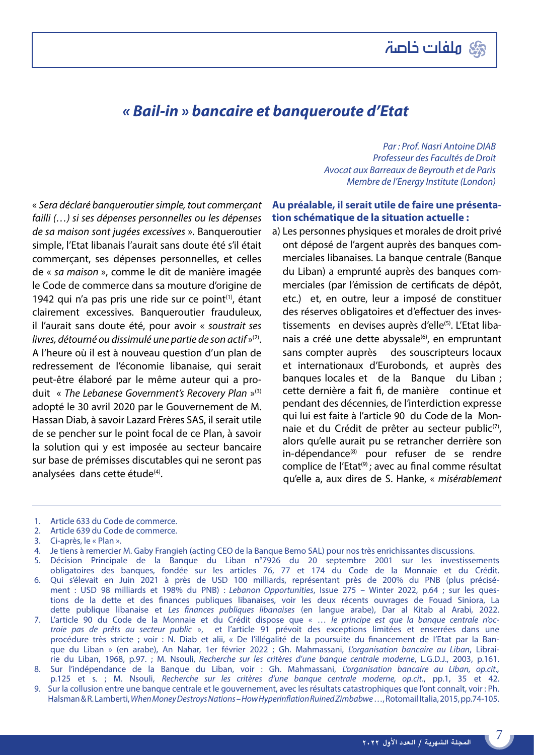# *« Bail-in » bancaire et banqueroute d'Etat*

*Par : Prof. Nasri Antoine DIAB*
*Professeur des Facultés de Droit*
*Avocat aux Barreaux de Beyrouth et de Paris*
*Membre de l'Energy Institute (London)*

« *Sera déclaré banqueroutier simple, tout commerçant failli (…) si ses dépenses personnelles ou les dépenses de sa maison sont jugées excessives* ». Banqueroutier simple, l'Etat libanais l'aurait sans doute été s'il était commerçant, ses dépenses personnelles, et celles de « *sa maison* », comme le dit de manière imagée le Code de commerce dans sa mouture d'origine de 1942 qui n'a pas pris une ride sur ce point[1], étant clairement excessives. Banqueroutier frauduleux, il l'aurait sans doute été, pour avoir « *soustrait ses livres, détourné ou dissimulé une partie de son actif* »[2]. A l'heure où il est à nouveau question d'un plan de redressement de l'économie libanaise, qui serait peut-être élaboré par le même auteur qui a produit « *The Lebanese Government's Recovery Plan* »[3] adopté le 30 avril 2020 par le Gouvernement de M. Hassan Diab, à savoir Lazard Frères SAS, il serait utile de se pencher sur le point focal de ce Plan, à savoir la solution qui y est imposée au secteur bancaire sur base de prémisses discutables qui ne seront pas analysées dans cette étude[4].

**Au préalable, il serait utile de faire une présentation schématique de la situation actuelle :**

a) Les personnes physiques et morales de droit privé ont déposé de l'argent auprès des banques commerciales libanaises. La banque centrale (Banque du Liban) a emprunté auprès des banques commerciales (par l'émission de certificats de dépôt, etc.) et, en outre, leur a imposé de constituer des réserves obligatoires et d'effectuer des investissements en devises auprès d'elle[5]. L'Etat libanais a créé une dette abyssale[6], en empruntant sans compter auprès des souscripteurs locaux et internationaux d'Eurobonds, et auprès des banques locales et de la Banque du Liban ; cette dernière a fait fi, de manière continue et pendant des décennies, de l'interdiction expresse qui lui est faite à l'article 90 du Code de la Monnaie et du Crédit de prêter au secteur public[7], alors qu'elle aurait pu se retrancher derrière son in-dépendance[8] pour refuser de se rendre complice de l'Etat[9] ; avec au final comme résultat qu'elle a, aux dires de S. Hanke, « *misérablement*

---

1. Article 633 du Code de commerce.
2. Article 639 du Code de commerce.
3. Ci-après, le « Plan ».
4. Je tiens à remercier M. Gaby Frangieh (acting CEO de la Banque Bemo SAL) pour nos très enrichissantes discussions.
5. Décision Principale de la Banque du Liban n°7926 du 20 septembre 2001 sur les investissements obligatoires des banques, fondée sur les articles 76, 77 et 174 du Code de la Monnaie et du Crédit.
6. Qui s'élevait en Juin 2021 à près de USD 100 milliards, représentant près de 200% du PNB (plus précisément : USD 98 milliards et 198% du PNB) : *Lebanon Opportunities*, Issue 275 – Winter 2022, p.64 ; sur les questions de la dette et des finances publiques libanaises, voir les deux récents ouvrages de Fouad Siniora, La dette publique libanaise et *Les finances publiques libanaises* (en langue arabe), Dar al Kitab al Arabi, 2022.
7. L'article 90 du Code de la Monnaie et du Crédit dispose que « … *le principe est que la banque centrale n'octroie pas de prêts au secteur public* », et l'article 91 prévoit des exceptions limitées et enserrées dans une procédure très stricte ; voir : N. Diab et alii, « De l'illégalité de la poursuite du financement de l'Etat par la Banque du Liban » (en arabe), An Nahar, 1er février 2022 ; Gh. Mahmassani, *L'organisation bancaire au Liban*, Librairie du Liban, 1968, p.97. ; M. Nsouli, *Recherche sur les critères d'une banque centrale moderne*, L.G.D.J., 2003, p.161.
8. Sur l'indépendance de la Banque du Liban, voir : Gh. Mahmassani, *L'organisation bancaire au Liban, op.cit.,* p.125 et s. ; M. Nsouli, *Recherche sur les critères d'une banque centrale moderne, op.cit*., pp.1, 35 et 42.
9. Sur la collusion entre une banque centrale et le gouvernement, avec les résultats catastrophiques que l'ont connaît, voir : Ph. Halsman & R. Lamberti, *When Money Destroys Nations – How Hyperinflation Ruined Zimbabwe* …, Rotomail Italia, 2015, pp.74-105.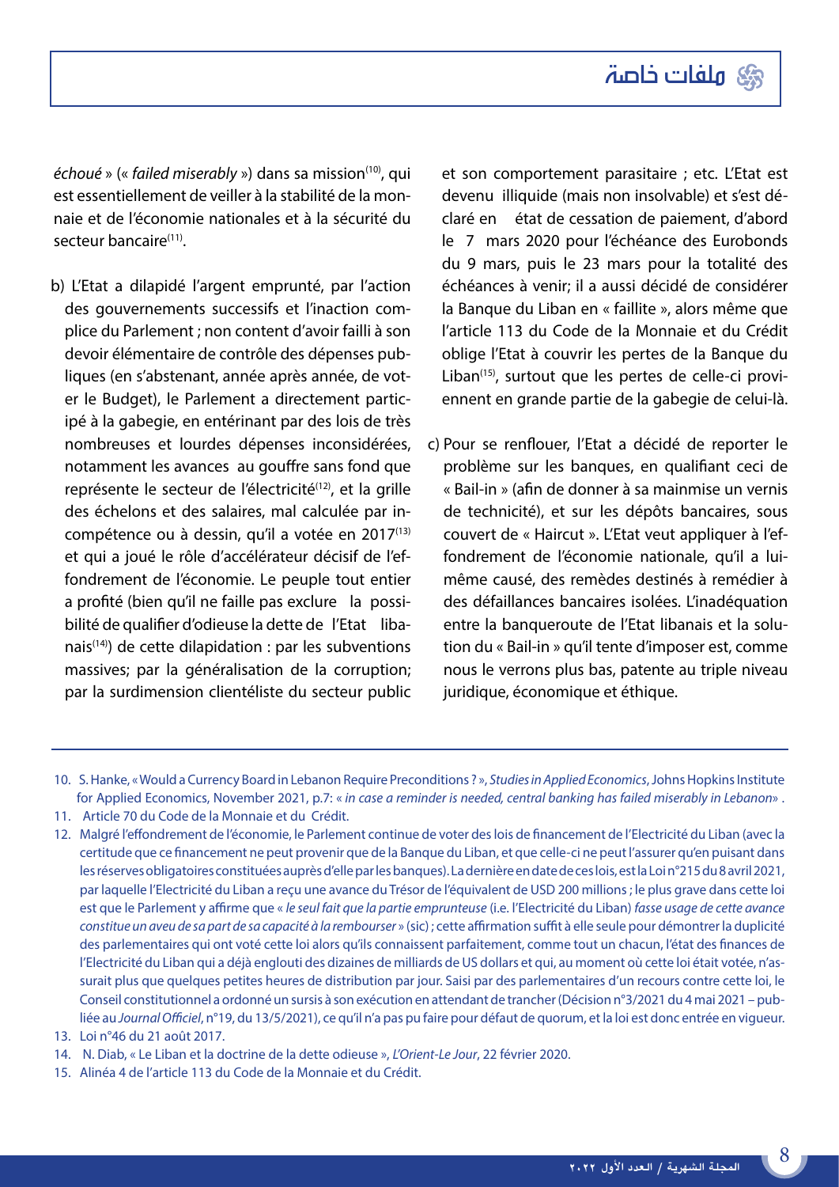*échoué* » (« *failed miserably* ») dans sa mission[10], qui est essentiellement de veiller à la stabilité de la monnaie et de l'économie nationales et à la sécurité du secteur bancaire[11].

b) L'Etat a dilapidé l'argent emprunté, par l'action des gouvernements successifs et l'inaction complice du Parlement ; non content d'avoir failli à son devoir élémentaire de contrôle des dépenses publiques (en s'abstenant, année après année, de voter le Budget), le Parlement a directement participé à la gabegie, en entérinant par des lois de très nombreuses et lourdes dépenses inconsidérées, notamment les avances au gouffre sans fond que représente le secteur de l'électricité[12], et la grille des échelons et des salaires, mal calculée par incompétence ou à dessin, qu'il a votée en 2017[13] et qui a joué le rôle d'accélérateur décisif de l'effondrement de l'économie. Le peuple tout entier a profité (bien qu'il ne faille pas exclure la possibilité de qualifier d'odieuse la dette de l'Etat libanais[14]) de cette dilapidation : par les subventions massives; par la généralisation de la corruption; par la surdimension clientéliste du secteur public et son comportement parasitaire ; etc. L'Etat est devenu illiquide (mais non insolvable) et s'est déclaré en état de cessation de paiement, d'abord le 7 mars 2020 pour l'échéance des Eurobonds du 9 mars, puis le 23 mars pour la totalité des échéances à venir; il a aussi décidé de considérer la Banque du Liban en « faillite », alors même que l'article 113 du Code de la Monnaie et du Crédit oblige l'Etat à couvrir les pertes de la Banque du Liban[15], surtout que les pertes de celle-ci proviennent en grande partie de la gabegie de celui-là.

c) Pour se renflouer, l'Etat a décidé de reporter le problème sur les banques, en qualifiant ceci de « Bail-in » (afin de donner à sa mainmise un vernis de technicité), et sur les dépôts bancaires, sous couvert de « Haircut ». L'Etat veut appliquer à l'effondrement de l'économie nationale, qu'il a lui-même causé, des remèdes destinés à remédier à des défaillances bancaires isolées. L'inadéquation entre la banqueroute de l'Etat libanais et la solution du « Bail-in » qu'il tente d'imposer est, comme nous le verrons plus bas, patente au triple niveau juridique, économique et éthique.

---

10. S. Hanke, « Would a Currency Board in Lebanon Require Preconditions ? », *Studies in Applied Economics*, Johns Hopkins Institute for Applied Economics, November 2021, p.7: « *in case a reminder is needed, central banking has failed miserably in Lebanon* » .
11. Article 70 du Code de la Monnaie et du Crédit.
12. Malgré l'effondrement de l'économie, le Parlement continue de voter des lois de financement de l'Electricité du Liban (avec la certitude que ce financement ne peut provenir que de la Banque du Liban, et que celle-ci ne peut l'assurer qu'en puisant dans les réserves obligatoires constituées auprès d'elle par les banques). La dernière en date de ces lois, est la Loi n°215 du 8 avril 2021, par laquelle l'Electricité du Liban a reçu une avance du Trésor de l'équivalent de USD 200 millions ; le plus grave dans cette loi est que le Parlement y affirme que « *le seul fait que la partie emprunteuse* (i.e. l'Electricité du Liban) *fasse usage de cette avance constitue un aveu de sa part de sa capacité à la rembourser* » (sic) ; cette affirmation suffit à elle seule pour démontrer la duplicité des parlementaires qui ont voté cette loi alors qu'ils connaissent parfaitement, comme tout un chacun, l'état des finances de l'Electricité du Liban qui a déjà englouti des dizaines de milliards de US dollars et qui, au moment où cette loi était votée, n'assurait plus que quelques petites heures de distribution par jour. Saisi par des parlementaires d'un recours contre cette loi, le Conseil constitutionnel a ordonné un sursis à son exécution en attendant de trancher (Décision n°3/2021 du 4 mai 2021 – publiée au *Journal Officiel*, n°19, du 13/5/2021), ce qu'il n'a pas pu faire pour défaut de quorum, et la loi est donc entrée en vigueur.
13. Loi n°46 du 21 août 2017.
14. N. Diab, « Le Liban et la doctrine de la dette odieuse », *L'Orient-Le Jour*, 22 février 2020.
15. Alinéa 4 de l'article 113 du Code de la Monnaie et du Crédit.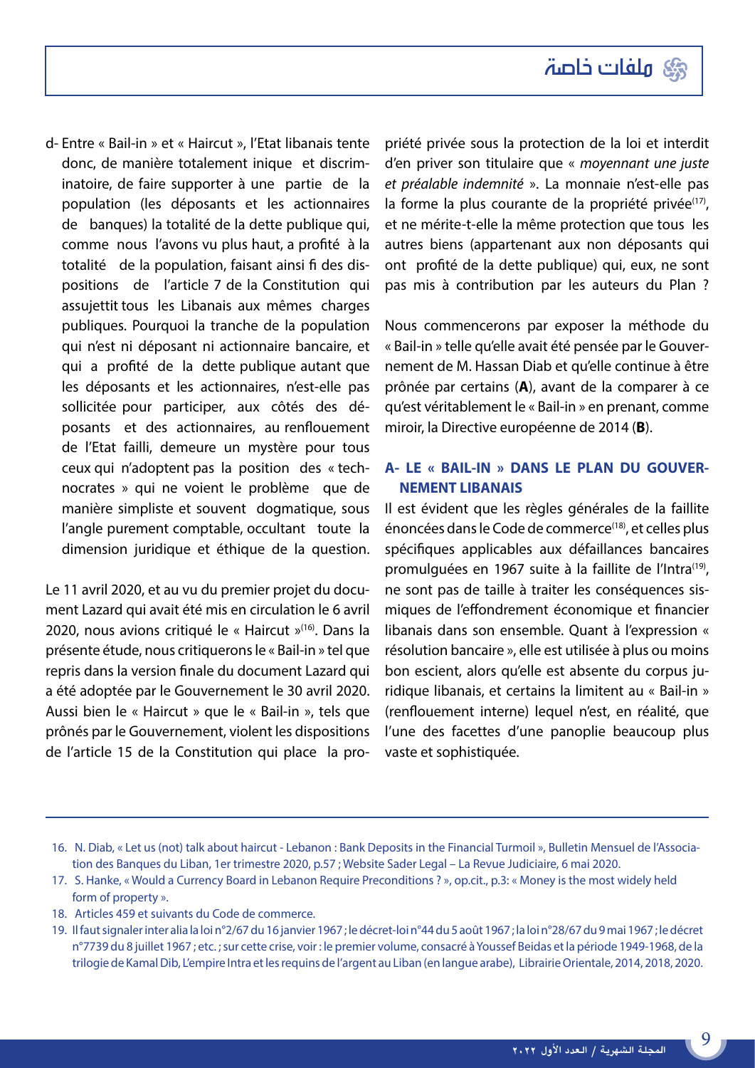d- Entre « Bail-in » et « Haircut », l'Etat libanais tente donc, de manière totalement inique et discriminatoire, de faire supporter à une partie de la population (les déposants et les actionnaires de banques) la totalité de la dette publique qui, comme nous l'avons vu plus haut, a profité à la totalité de la population, faisant ainsi fi des dispositions de l'article 7 de la Constitution qui assujettit tous les Libanais aux mêmes charges publiques. Pourquoi la tranche de la population qui n'est ni déposant ni actionnaire bancaire, et qui a profité de la dette publique autant que les déposants et les actionnaires, n'est-elle pas sollicitée pour participer, aux côtés des déposants et des actionnaires, au renflouement de l'Etat failli, demeure un mystère pour tous ceux qui n'adoptent pas la position des « technocrates » qui ne voient le problème que de manière simpliste et souvent dogmatique, sous l'angle purement comptable, occultant toute la dimension juridique et éthique de la question.

Le 11 avril 2020, et au vu du premier projet du document Lazard qui avait été mis en circulation le 6 avril 2020, nous avions critiqué le « Haircut »[16]. Dans la présente étude, nous critiquerons le « Bail-in » tel que repris dans la version finale du document Lazard qui a été adoptée par le Gouvernement le 30 avril 2020. Aussi bien le « Haircut » que le « Bail-in », tels que prônés par le Gouvernement, violent les dispositions de l'article 15 de la Constitution qui place la propriété privée sous la protection de la loi et interdit d'en priver son titulaire que « *moyennant une juste et préalable indemnité* ». La monnaie n'est-elle pas la forme la plus courante de la propriété privée[17], et ne mérite-t-elle la même protection que tous les autres biens (appartenant aux non déposants qui ont profité de la dette publique) qui, eux, ne sont pas mis à contribution par les auteurs du Plan ?

Nous commencerons par exposer la méthode du « Bail-in » telle qu'elle avait été pensée par le Gouvernement de M. Hassan Diab et qu'elle continue à être prônée par certains (**A**), avant de la comparer à ce qu'est véritablement le « Bail-in » en prenant, comme miroir, la Directive européenne de 2014 (**B**).

## A- LE « BAIL-IN » DANS LE PLAN DU GOUVERNEMENT LIBANAIS

Il est évident que les règles générales de la faillite énoncées dans le Code de commerce[18], et celles plus spécifiques applicables aux défaillances bancaires promulguées en 1967 suite à la faillite de l'Intra[19], ne sont pas de taille à traiter les conséquences sismiques de l'effondrement économique et financier libanais dans son ensemble. Quant à l'expression « résolution bancaire », elle est utilisée à plus ou moins bon escient, alors qu'elle est absente du corpus juridique libanais, et certains la limitent au « Bail-in » (renflouement interne) lequel n'est, en réalité, que l'une des facettes d'une panoplie beaucoup plus vaste et sophistiquée.

---

16. N. Diab, « Let us (not) talk about haircut - Lebanon : Bank Deposits in the Financial Turmoil », Bulletin Mensuel de l'Association des Banques du Liban, 1er trimestre 2020, p.57 ; Website Sader Legal – La Revue Judiciaire, 6 mai 2020.
17. S. Hanke, « Would a Currency Board in Lebanon Require Preconditions ? », op.cit., p.3: « Money is the most widely held form of property ».
18. Articles 459 et suivants du Code de commerce.
19. Il faut signaler inter alia la loi n°2/67 du 16 janvier 1967 ; le décret-loi n°44 du 5 août 1967 ; la loi n°28/67 du 9 mai 1967 ; le décret n°7739 du 8 juillet 1967 ; etc. ; sur cette crise, voir : le premier volume, consacré à Youssef Beidas et la période 1949-1968, de la trilogie de Kamal Dib, L'empire Intra et les requins de l'argent au Liban (en langue arabe), Librairie Orientale, 2014, 2018, 2020.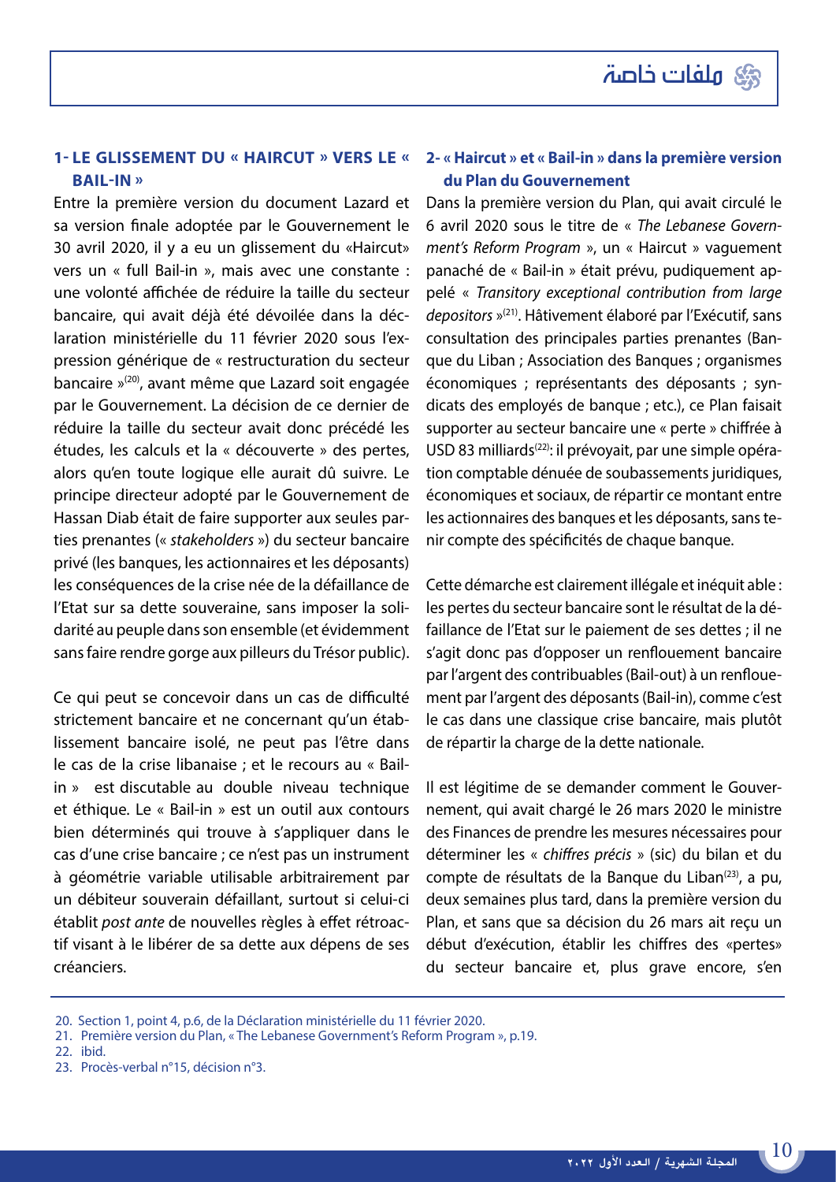## 1- LE GLISSEMENT DU « HAIRCUT » VERS LE « BAIL-IN »

Entre la première version du document Lazard et sa version finale adoptée par le Gouvernement le 30 avril 2020, il y a eu un glissement du «Haircut» vers un « full Bail-in », mais avec une constante : une volonté affichée de réduire la taille du secteur bancaire, qui avait déjà été dévoilée dans la déclaration ministérielle du 11 février 2020 sous l'expression générique de « restructuration du secteur bancaire »[20], avant même que Lazard soit engagée par le Gouvernement. La décision de ce dernier de réduire la taille du secteur avait donc précédé les études, les calculs et la « découverte » des pertes, alors qu'en toute logique elle aurait dû suivre. Le principe directeur adopté par le Gouvernement de Hassan Diab était de faire supporter aux seules parties prenantes (« *stakeholders* ») du secteur bancaire privé (les banques, les actionnaires et les déposants) les conséquences de la crise née de la défaillance de l'Etat sur sa dette souveraine, sans imposer la solidarité au peuple dans son ensemble (et évidemment sans faire rendre gorge aux pilleurs du Trésor public).

Ce qui peut se concevoir dans un cas de difficulté strictement bancaire et ne concernant qu'un établissement bancaire isolé, ne peut pas l'être dans le cas de la crise libanaise ; et le recours au « Bail-in » est discutable au double niveau technique et éthique. Le « Bail-in » est un outil aux contours bien déterminés qui trouve à s'appliquer dans le cas d'une crise bancaire ; ce n'est pas un instrument à géométrie variable utilisable arbitrairement par un débiteur souverain défaillant, surtout si celui-ci établit *post ante* de nouvelles règles à effet rétroactif visant à le libérer de sa dette aux dépens de ses créanciers.

## 2- « Haircut » et « Bail-in » dans la première version du Plan du Gouvernement

Dans la première version du Plan, qui avait circulé le 6 avril 2020 sous le titre de « *The Lebanese Government's Reform Program* », un « Haircut » vaguement panaché de « Bail-in » était prévu, pudiquement appelé « *Transitory exceptional contribution from large depositors* »[21]. Hâtivement élaboré par l'Exécutif, sans consultation des principales parties prenantes (Banque du Liban ; Association des Banques ; organismes économiques ; représentants des déposants ; syndicats des employés de banque ; etc.), ce Plan faisait supporter au secteur bancaire une « perte » chiffrée à USD 83 milliards[22]: il prévoyait, par une simple opération comptable dénuée de soubassements juridiques, économiques et sociaux, de répartir ce montant entre les actionnaires des banques et les déposants, sans tenir compte des spécificités de chaque banque.

Cette démarche est clairement illégale et inéquit able : les pertes du secteur bancaire sont le résultat de la défaillance de l'Etat sur le paiement de ses dettes ; il ne s'agit donc pas d'opposer un renflouement bancaire par l'argent des contribuables (Bail-out) à un renflouement par l'argent des déposants (Bail-in), comme c'est le cas dans une classique crise bancaire, mais plutôt de répartir la charge de la dette nationale.

Il est légitime de se demander comment le Gouvernement, qui avait chargé le 26 mars 2020 le ministre des Finances de prendre les mesures nécessaires pour déterminer les « *chiffres précis* » (sic) du bilan et du compte de résultats de la Banque du Liban[23], a pu, deux semaines plus tard, dans la première version du Plan, et sans que sa décision du 26 mars ait reçu un début d'exécution, établir les chiffres des «pertes» du secteur bancaire et, plus grave encore, s'en

---

20. Section 1, point 4, p.6, de la Déclaration ministérielle du 11 février 2020.
21. Première version du Plan, « The Lebanese Government's Reform Program », p.19.
22. ibid.
23. Procès-verbal n°15, décision n°3.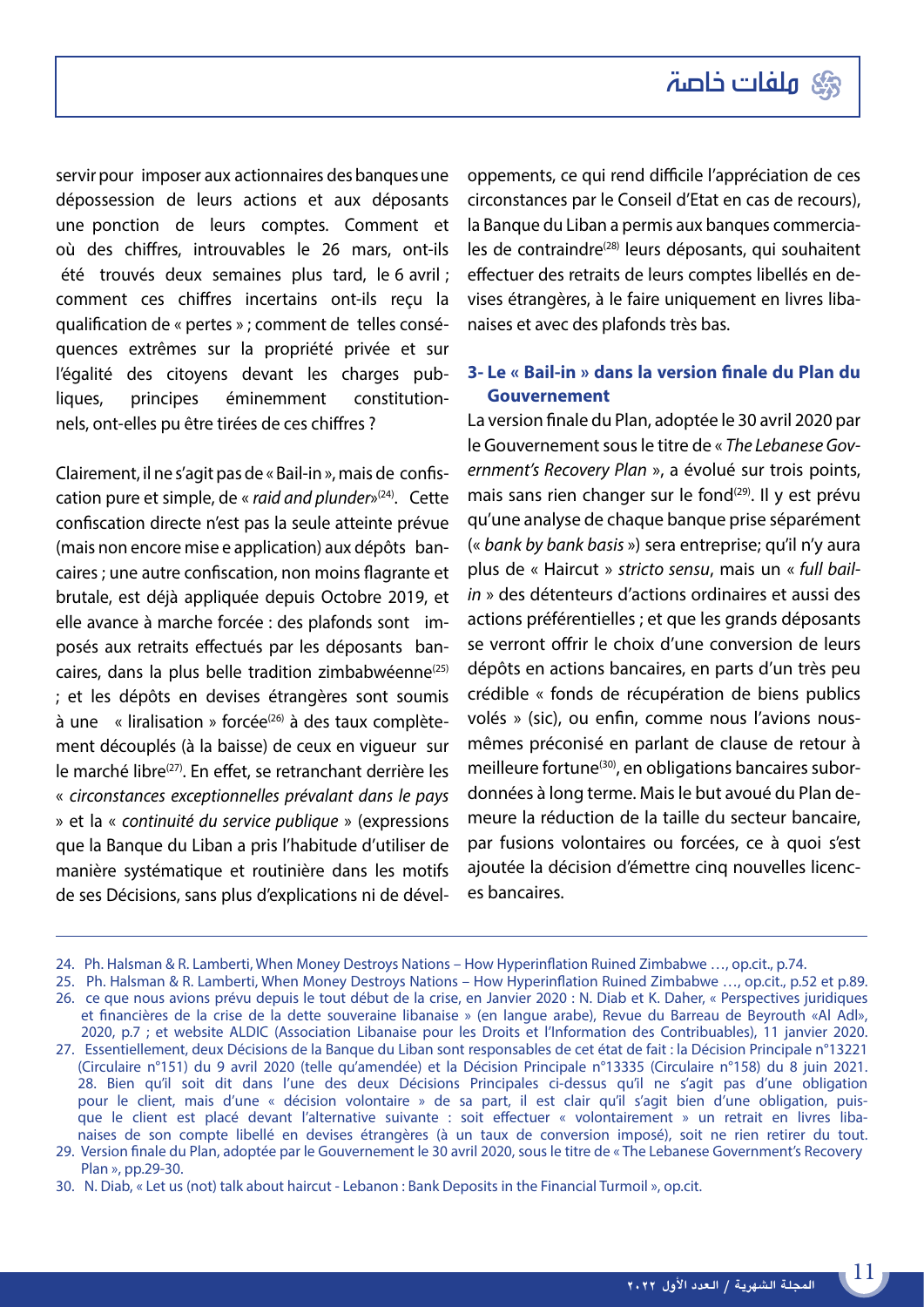servir pour imposer aux actionnaires des banques une dépossession de leurs actions et aux déposants une ponction de leurs comptes. Comment et où des chiffres, introuvables le 26 mars, ont-ils été trouvés deux semaines plus tard, le 6 avril ; comment ces chiffres incertains ont-ils reçu la qualification de « pertes » ; comment de telles conséquences extrêmes sur la propriété privée et sur l'égalité des citoyens devant les charges publiques, principes éminemment constitutionnels, ont-elles pu être tirées de ces chiffres ?

Clairement, il ne s'agit pas de « Bail-in », mais de confiscation pure et simple, de « *raid and plunder*»[24]. Cette confiscation directe n'est pas la seule atteinte prévue (mais non encore mise e application) aux dépôts bancaires ; une autre confiscation, non moins flagrante et brutale, est déjà appliquée depuis Octobre 2019, et elle avance à marche forcée : des plafonds sont imposés aux retraits effectués par les déposants bancaires, dans la plus belle tradition zimbabwéenne[25] ; et les dépôts en devises étrangères sont soumis à une « liralisation » forcée[26] à des taux complètement découplés (à la baisse) de ceux en vigueur sur le marché libre[27]. En effet, se retranchant derrière les « *circonstances exceptionnelles prévalant dans le pays* » et la « *continuité du service publique* » (expressions que la Banque du Liban a pris l'habitude d'utiliser de manière systématique et routinière dans les motifs de ses Décisions, sans plus d'explications ni de développements, ce qui rend difficile l'appréciation de ces circonstances par le Conseil d'Etat en cas de recours), la Banque du Liban a permis aux banques commerciales de contraindre[28] leurs déposants, qui souhaitent effectuer des retraits de leurs comptes libellés en devises étrangères, à le faire uniquement en livres libanaises et avec des plafonds très bas.

### 3- Le « Bail-in » dans la version finale du Plan du Gouvernement

La version finale du Plan, adoptée le 30 avril 2020 par le Gouvernement sous le titre de « *The Lebanese Government's Recovery Plan* », a évolué sur trois points, mais sans rien changer sur le fond[29]. Il y est prévu qu'une analyse de chaque banque prise séparément (« *bank by bank basis* ») sera entreprise; qu'il n'y aura plus de « Haircut » *stricto sensu*, mais un « *full bail-in* » des détenteurs d'actions ordinaires et aussi des actions préférentielles ; et que les grands déposants se verront offrir le choix d'une conversion de leurs dépôts en actions bancaires, en parts d'un très peu crédible « fonds de récupération de biens publics volés » (sic), ou enfin, comme nous l'avions nous-mêmes préconisé en parlant de clause de retour à meilleure fortune[30], en obligations bancaires subordonnées à long terme. Mais le but avoué du Plan demeure la réduction de la taille du secteur bancaire, par fusions volontaires ou forcées, ce à quoi s'est ajoutée la décision d'émettre cinq nouvelles licences bancaires.

---

24. Ph. Halsman & R. Lamberti, When Money Destroys Nations – How Hyperinflation Ruined Zimbabwe …, op.cit., p.74.
25. Ph. Halsman & R. Lamberti, When Money Destroys Nations – How Hyperinflation Ruined Zimbabwe …, op.cit., p.52 et p.89.
26. ce que nous avions prévu depuis le tout début de la crise, en Janvier 2020 : N. Diab et K. Daher, « Perspectives juridiques et financières de la crise de la dette souveraine libanaise » (en langue arabe), Revue du Barreau de Beyrouth «Al Adl», 2020, p.7 ; et website ALDIC (Association Libanaise pour les Droits et l'Information des Contribuables), 11 janvier 2020.
27. Essentiellement, deux Décisions de la Banque du Liban sont responsables de cet état de fait : la Décision Principale n°13221 (Circulaire n°151) du 9 avril 2020 (telle qu'amendée) et la Décision Principale n°13335 (Circulaire n°158) du 8 juin 2021.
28. Bien qu'il soit dit dans l'une des deux Décisions Principales ci-dessus qu'il ne s'agit pas d'une obligation pour le client, mais d'une « décision volontaire » de sa part, il est clair qu'il s'agit bien d'une obligation, puisque le client est placé devant l'alternative suivante : soit effectuer « volontairement » un retrait en livres libanaises de son compte libellé en devises étrangères (à un taux de conversion imposé), soit ne rien retirer du tout.
29. Version finale du Plan, adoptée par le Gouvernement le 30 avril 2020, sous le titre de « The Lebanese Government's Recovery Plan », pp.29-30.
30. N. Diab, « Let us (not) talk about haircut - Lebanon : Bank Deposits in the Financial Turmoil », op.cit.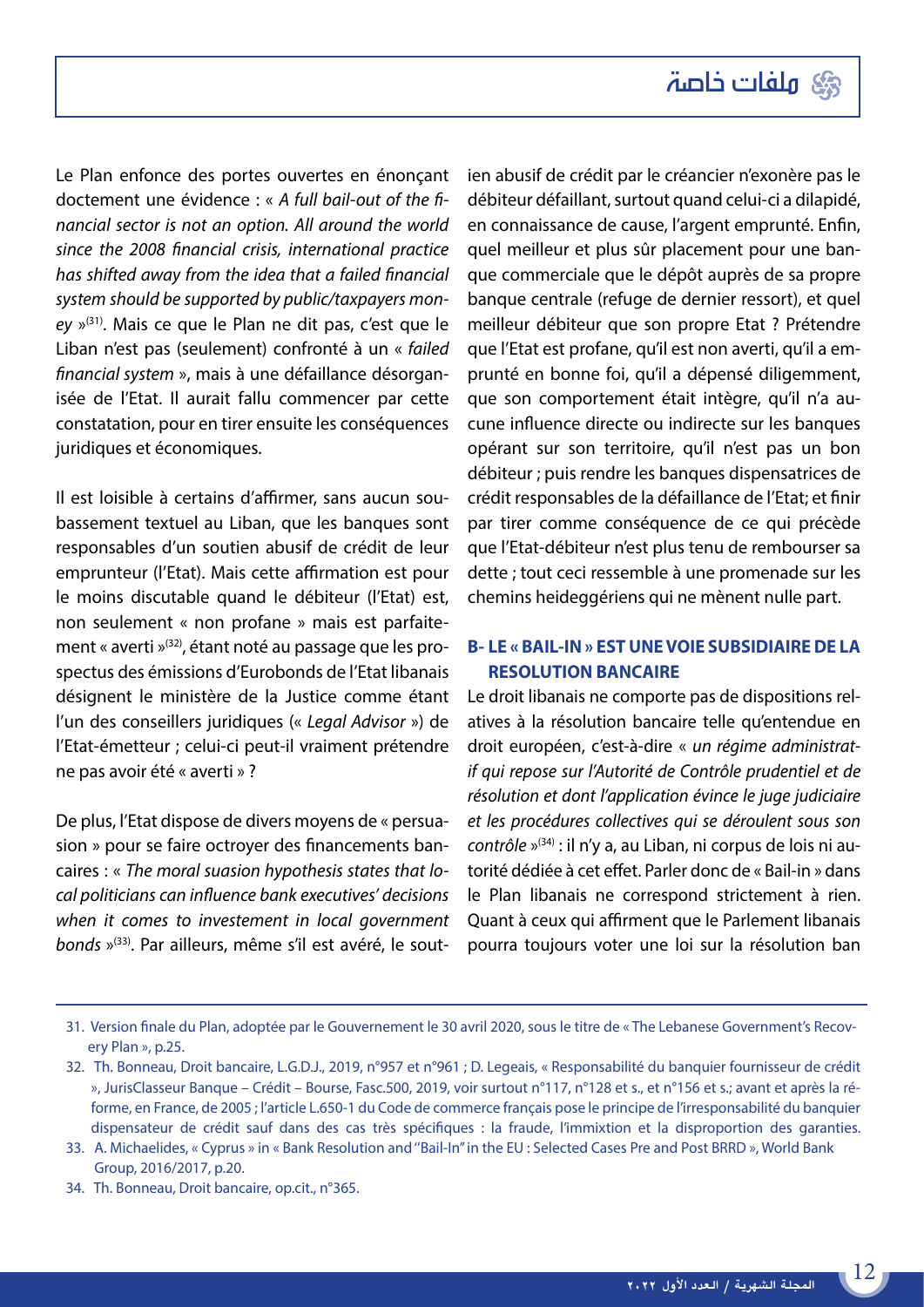Le Plan enfonce des portes ouvertes en énonçant doctement une évidence : « *A full bail-out of the financial sector is not an option. All around the world since the 2008 financial crisis, international practice has shifted away from the idea that a failed financial system should be supported by public/taxpayers money* »[31]. Mais ce que le Plan ne dit pas, c'est que le Liban n'est pas (seulement) confronté à un « *failed financial system* », mais à une défaillance désorganisée de l'Etat. Il aurait fallu commencer par cette constatation, pour en tirer ensuite les conséquences juridiques et économiques.

Il est loisible à certains d'affirmer, sans aucun soubassement textuel au Liban, que les banques sont responsables d'un soutien abusif de crédit de leur emprunteur (l'Etat). Mais cette affirmation est pour le moins discutable quand le débiteur (l'Etat) est, non seulement « non profane » mais est parfaitement « averti »[32], étant noté au passage que les prospectus des émissions d'Eurobonds de l'Etat libanais désignent le ministère de la Justice comme étant l'un des conseillers juridiques (« *Legal Advisor* ») de l'Etat-émetteur ; celui-ci peut-il vraiment prétendre ne pas avoir été « averti » ?

De plus, l'Etat dispose de divers moyens de « persuasion » pour se faire octroyer des financements bancaires : « *The moral suasion hypothesis states that local politicians can influence bank executives' decisions when it comes to investement in local government bonds* »[33]. Par ailleurs, même s'il est avéré, le soutien abusif de crédit par le créancier n'exonère pas le débiteur défaillant, surtout quand celui-ci a dilapidé, en connaissance de cause, l'argent emprunté. Enfin, quel meilleur et plus sûr placement pour une banque commerciale que le dépôt auprès de sa propre banque centrale (refuge de dernier ressort), et quel meilleur débiteur que son propre Etat ? Prétendre que l'Etat est profane, qu'il est non averti, qu'il a emprunté en bonne foi, qu'il a dépensé diligemment, que son comportement était intègre, qu'il n'a aucune influence directe ou indirecte sur les banques opérant sur son territoire, qu'il n'est pas un bon débiteur ; puis rendre les banques dispensatrices de crédit responsables de la défaillance de l'Etat; et finir par tirer comme conséquence de ce qui précède que l'Etat-débiteur n'est plus tenu de rembourser sa dette ; tout ceci ressemble à une promenade sur les chemins heideggériens qui ne mènent nulle part.

### B- LE « BAIL-IN » EST UNE VOIE SUBSIDIAIRE DE LA RESOLUTION BANCAIRE

Le droit libanais ne comporte pas de dispositions relatives à la résolution bancaire telle qu'entendue en droit européen, c'est-à-dire « *un régime administratif qui repose sur l'Autorité de Contrôle prudentiel et de résolution et dont l'application évince le juge judiciaire et les procédures collectives qui se déroulent sous son contrôle* »[34] : il n'y a, au Liban, ni corpus de lois ni autorité dédiée à cet effet. Parler donc de « Bail-in » dans le Plan libanais ne correspond strictement à rien. Quant à ceux qui affirment que le Parlement libanais pourra toujours voter une loi sur la résolution ban

---

31. Version finale du Plan, adoptée par le Gouvernement le 30 avril 2020, sous le titre de « The Lebanese Government's Recovery Plan », p.25.
32. Th. Bonneau, Droit bancaire, L.G.D.J., 2019, n°957 et n°961 ; D. Legeais, « Responsabilité du banquier fournisseur de crédit », JurisClasseur Banque – Crédit – Bourse, Fasc.500, 2019, voir surtout n°117, n°128 et s., et n°156 et s.; avant et après la réforme, en France, de 2005 ; l'article L.650-1 du Code de commerce français pose le principe de l'irresponsabilité du banquier dispensateur de crédit sauf dans des cas très spécifiques : la fraude, l'immixtion et la disproportion des garanties.
33. A. Michaelides, « Cyprus » in « Bank Resolution and "Bail-In" in the EU : Selected Cases Pre and Post BRRD », World Bank Group, 2016/2017, p.20.
34. Th. Bonneau, Droit bancaire, op.cit., n°365.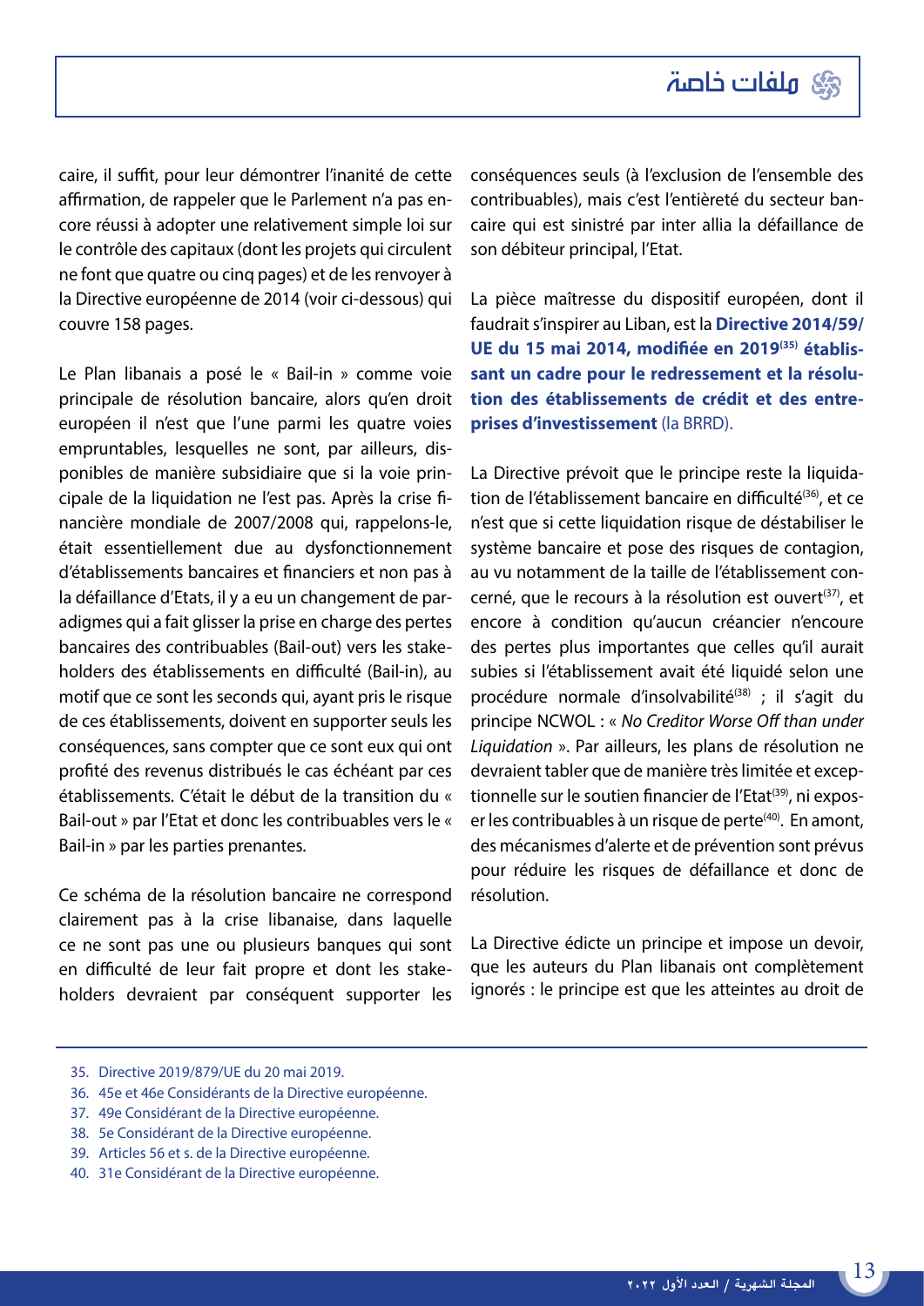caire, il suffit, pour leur démontrer l'inanité de cette affirmation, de rappeler que le Parlement n'a pas encore réussi à adopter une relativement simple loi sur le contrôle des capitaux (dont les projets qui circulent ne font que quatre ou cinq pages) et de les renvoyer à la Directive européenne de 2014 (voir ci-dessous) qui couvre 158 pages.

Le Plan libanais a posé le « Bail-in » comme voie principale de résolution bancaire, alors qu'en droit européen il n'est que l'une parmi les quatre voies empruntables, lesquelles ne sont, par ailleurs, disponibles de manière subsidiaire que si la voie principale de la liquidation ne l'est pas. Après la crise financière mondiale de 2007/2008 qui, rappelons-le, était essentiellement due au dysfonctionnement d'établissements bancaires et financiers et non pas à la défaillance d'Etats, il y a eu un changement de paradigmes qui a fait glisser la prise en charge des pertes bancaires des contribuables (Bail-out) vers les stakeholders des établissements en difficulté (Bail-in), au motif que ce sont les seconds qui, ayant pris le risque de ces établissements, doivent en supporter seuls les conséquences, sans compter que ce sont eux qui ont profité des revenus distribués le cas échéant par ces établissements. C'était le début de la transition du « Bail-out » par l'Etat et donc les contribuables vers le « Bail-in » par les parties prenantes.

Ce schéma de la résolution bancaire ne correspond clairement pas à la crise libanaise, dans laquelle ce ne sont pas une ou plusieurs banques qui sont en difficulté de leur fait propre et dont les stakeholders devraient par conséquent supporter les conséquences seuls (à l'exclusion de l'ensemble des contribuables), mais c'est l'entièreté du secteur bancaire qui est sinistré par inter allia la défaillance de son débiteur principal, l'Etat.

La pièce maîtresse du dispositif européen, dont il faudrait s'inspirer au Liban, est la **Directive 2014/59/UE du 15 mai 2014, modifiée en 2019[35] établissant un cadre pour le redressement et la résolution des établissements de crédit et des entreprises d'investissement** (la BRRD).

La Directive prévoit que le principe reste la liquidation de l'établissement bancaire en difficulté[36], et ce n'est que si cette liquidation risque de déstabiliser le système bancaire et pose des risques de contagion, au vu notamment de la taille de l'établissement concerné, que le recours à la résolution est ouvert[37], et encore à condition qu'aucun créancier n'encoure des pertes plus importantes que celles qu'il aurait subies si l'établissement avait été liquidé selon une procédure normale d'insolvabilité[38] ; il s'agit du principe NCWOL : « *No Creditor Worse Off than under Liquidation* ». Par ailleurs, les plans de résolution ne devraient tabler que de manière très limitée et exceptionnelle sur le soutien financier de l'Etat[39], ni exposer les contribuables à un risque de perte[40]. En amont, des mécanismes d'alerte et de prévention sont prévus pour réduire les risques de défaillance et donc de résolution.

La Directive édicte un principe et impose un devoir, que les auteurs du Plan libanais ont complètement ignorés : le principe est que les atteintes au droit de

---

35. Directive 2019/879/UE du 20 mai 2019.
36. 45e et 46e Considérants de la Directive européenne.
37. 49e Considérant de la Directive européenne.
38. 5e Considérant de la Directive européenne.
39. Articles 56 et s. de la Directive européenne.
40. 31e Considérant de la Directive européenne.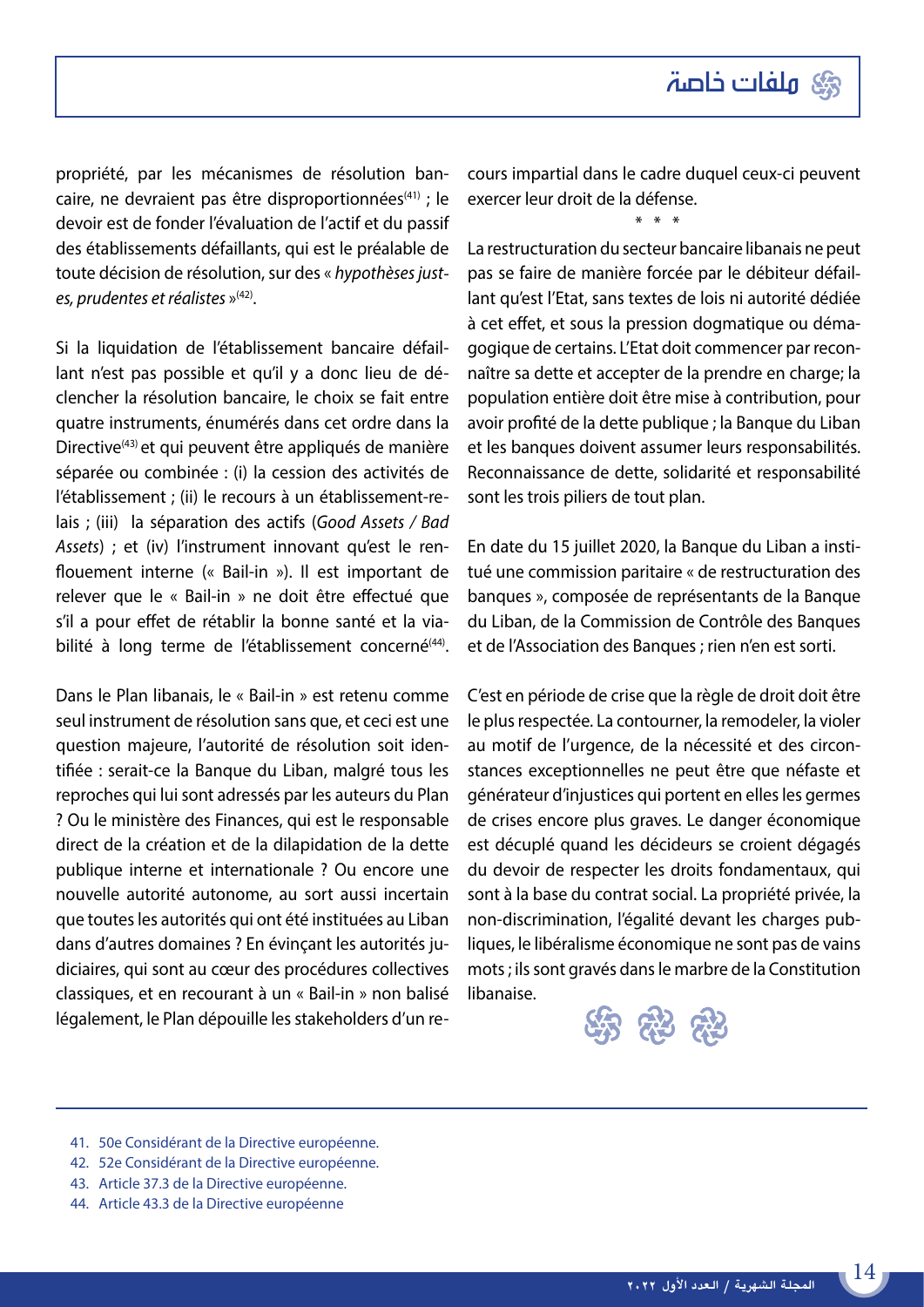propriété, par les mécanismes de résolution bancaire, ne devraient pas être disproportionnées[41] ; le devoir est de fonder l'évaluation de l'actif et du passif des établissements défaillants, qui est le préalable de toute décision de résolution, sur des « *hypothèses justes, prudentes et réalistes* »[42].

Si la liquidation de l'établissement bancaire défaillant n'est pas possible et qu'il y a donc lieu de déclencher la résolution bancaire, le choix se fait entre quatre instruments, énumérés dans cet ordre dans la Directive[43] et qui peuvent être appliqués de manière séparée ou combinée : (i) la cession des activités de l'établissement ; (ii) le recours à un établissement-relais ; (iii) la séparation des actifs (*Good Assets / Bad Assets*) ; et (iv) l'instrument innovant qu'est le renflouement interne (« Bail-in »). Il est important de relever que le « Bail-in » ne doit être effectué que s'il a pour effet de rétablir la bonne santé et la viabilité à long terme de l'établissement concerné[44].

Dans le Plan libanais, le « Bail-in » est retenu comme seul instrument de résolution sans que, et ceci est une question majeure, l'autorité de résolution soit identifiée : serait-ce la Banque du Liban, malgré tous les reproches qui lui sont adressés par les auteurs du Plan ? Ou le ministère des Finances, qui est le responsable direct de la création et de la dilapidation de la dette publique interne et internationale ? Ou encore une nouvelle autorité autonome, au sort aussi incertain que toutes les autorités qui ont été instituées au Liban dans d'autres domaines ? En évinçant les autorités judiciaires, qui sont au cœur des procédures collectives classiques, et en recourant à un « Bail-in » non balisé légalement, le Plan dépouille les stakeholders d'un recours impartial dans le cadre duquel ceux-ci peuvent exercer leur droit de la défense.

\* \* \*

La restructuration du secteur bancaire libanais ne peut pas se faire de manière forcée par le débiteur défaillant qu'est l'Etat, sans textes de lois ni autorité dédiée à cet effet, et sous la pression dogmatique ou démagogique de certains. L'Etat doit commencer par reconnaître sa dette et accepter de la prendre en charge; la population entière doit être mise à contribution, pour avoir profité de la dette publique ; la Banque du Liban et les banques doivent assumer leurs responsabilités. Reconnaissance de dette, solidarité et responsabilité sont les trois piliers de tout plan.

En date du 15 juillet 2020, la Banque du Liban a institué une commission paritaire « de restructuration des banques », composée de représentants de la Banque du Liban, de la Commission de Contrôle des Banques et de l'Association des Banques ; rien n'en est sorti.

C'est en période de crise que la règle de droit doit être le plus respectée. La contourner, la remodeler, la violer au motif de l'urgence, de la nécessité et des circonstances exceptionnelles ne peut être que néfaste et générateur d'injustices qui portent en elles les germes de crises encore plus graves. Le danger économique est décuplé quand les décideurs se croient dégagés du devoir de respecter les droits fondamentaux, qui sont à la base du contrat social. La propriété privée, la non-discrimination, l'égalité devant les charges publiques, le libéralisme économique ne sont pas de vains mots ; ils sont gravés dans le marbre de la Constitution libanaise.

---

41. 50e Considérant de la Directive européenne.
42. 52e Considérant de la Directive européenne.
43. Article 37.3 de la Directive européenne.
44. Article 43.3 de la Directive européenne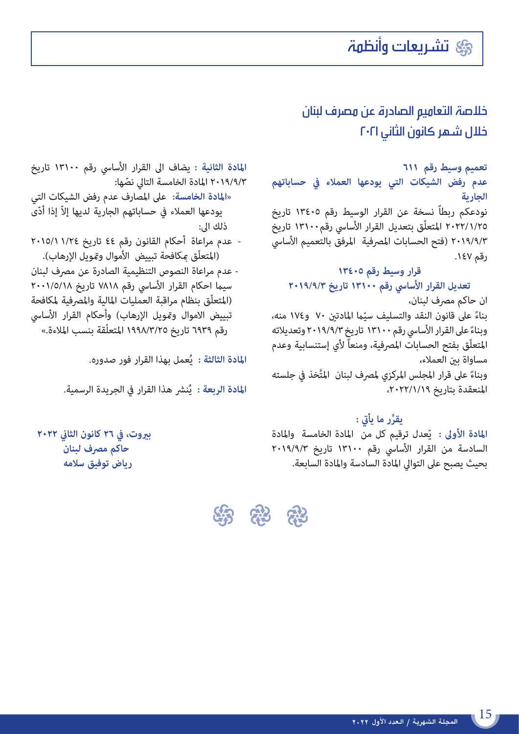# تشريعات وأنظمة

## خلاصة التعاميم الصادرة عن مصرف لبنان
## خلال شهر كانون الثاني ٢٠٢١

**تعميم وسيط رقم ٦١١**
**عدم رفض الشيكات التي يودعها العملاء في حساباتهم الجارية**

نودعكم ربطاً نسخة عن القرار الوسيط رقم ١٣٤٠٥ تاريخ ٢٠٢٢/١/٢٥ المتعلّق بتعديل القرار الأساسي رقم ١٣١٠٠ تاريخ ٢٠١٩/٩/٣ (فتح الحسابات المصرفية المرفق بالتعميم الأساسي رقم ١٤٧.

**قرار وسيط رقم ١٣٤٠٥**
**تعديل القرار الأساسي رقم ١٣١٠٠ تاريخ ٢٠١٩/٩/٣**

ان حاكم مصرف لبنان،

بناءً على قانون النقد والتسليف سيّما المادتين ٧٠ و١٧٤ منه،

وبناءً على القرار الأساسي رقم ١٣١٠٠ تاريخ ٢٠١٩/٩/٣ وتعديلاته المتعلّق بفتح الحسابات المصرفية، ومنعاً لأي إستنسابية وعدم مساواة بين العملاء،

وبناءً على قرار المجلس المركزي لمصرف لبنان المتَّخذ في جلسته المنعقدة بتاريخ ٢٠٢٢/١/١٩،

**يقرِّر ما يأتي :**

**المادة الأولى :** يّعدل ترقيم كل من المادة الخامسة والمادة السادسة من القرار الأساسي رقم ١٣١٠٠ تاريخ ٢٠١٩/٩/٣ بحيث يصبح على التوالي المادة السادسة والمادة السابعة.

**المادة الثانية :** يضاف الى القرار الأساسي رقم ١٣١٠٠ تاريخ ٢٠١٩/٩/٣ المادة الخامسة التالي نصّها:

**«المادة الخامسة:** على المصارف عدم رفض الشيكات التي يودعها العملاء في حساباتهم الجارية لديها إلاّ إذا أدّى ذلك الى:

- عدم مراعاة أحكام القانون رقم ٤٤ تاريخ ٢٠١٥/١١/٢٤ (المتعلّق بمكافحة تبييض الأموال وتمويل الإرهاب).
- عدم مراعاة النصوص التنظيمية الصادرة عن مصرف لبنان سيما احكام القرار الأساسي رقم ٧٨١٨ تاريخ ٢٠٠١/٥/١٨ (المتعلّق بنظام مراقبة العمليات المالية والمصرفية لمكافحة تبييض الاموال وتمويل الإرهاب) وأحكام القرار الأساسي رقم ٦٩٣٩ تاريخ ١٩٩٨/٣/٢٥ المتعلّقة بنسب الملاءة.»

**المادة الثالثة :** يُعمل بهذا القرار فور صدوره.

**المادة الربعة :** يُنشر هذا القرار في الجريدة الرسمية.

**بيروت، في ٢٦ كانون الثاني ٢٠٢٢**
**حاكم مصرف لبنان**
**رياض توفيق سلامه**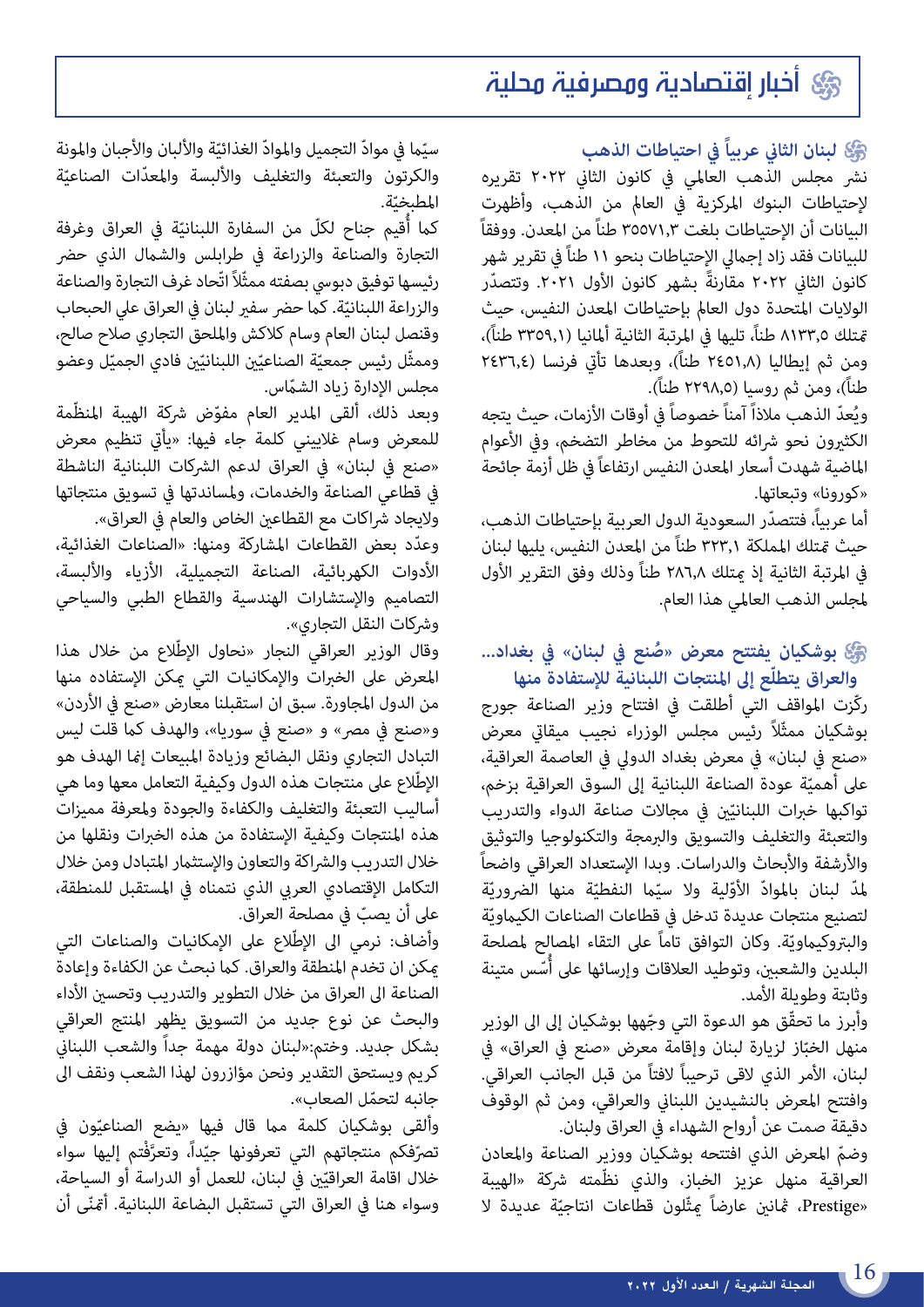## أخبار إقتصادية ومصرفية محلية

### لبنان الثاني عربياً في احتياطات الذهب

نشر مجلس الذهب العالمي في كانون الثاني ٢٠٢٢ تقريره لإحتياطات البنوك المركزية في العالم من الذهب، وأظهرت البيانات أن الإحتياطات بلغت ٣٥٥٧١٫٣ طناً من المعدن. ووفقاً للبيانات فقد زاد إجمالي الإحتياطات بنحو ١١ طناً في تقرير شهر كانون الثاني ٢٠٢٢ مقارنةً بشهر كانون الأول ٢٠٢١. وتتصدّر الولايات المتحدة دول العالم بإحتياطات المعدن النفيس، حيث تمتلك ٨١٣٣٫٥ طناً، تليها في المرتبة الثانية ألمانيا (٣٣٥٩٫١ طناً)، ومن ثم إيطاليا (٢٤٥١٫٨ طناً)، وبعدها تأتي فرنسا (٢٤٣٦٫٤ طناً)، ومن ثم روسيا (٢٢٩٨٫٥ طناً).

ويُعدّ الذهب ملاذاً آمناً خصوصاً في أوقات الأزمات، حيث يتجه الكثيرون نحو شرائه للتحوط من مخاطر التضخم، وفي الأعوام الماضية شهدت أسعار المعدن النفيس ارتفاعاً في ظل أزمة جائحة «كورونا» وتبعاتها.

أما عربياً، فتتصدّر السعودية الدول العربية بإحتياطات الذهب، حيث تمتلك المملكة ٣٢٣٫١ طناً من المعدن النفيس، يليها لبنان في المرتبة الثانية إذ يمتلك ٢٨٦٫٨ طناً وذلك وفق التقرير الأول لمجلس الذهب العالمي هذا العام.

### بوشكيان يفتتح معرض «صُنع في لبنان» في بغداد... والعراق يتطلّع إلى المنتجات اللبنانية للإستفادة منها

ركّزت المواقف التي أطلقت في افتتاح وزير الصناعة جورج بوشكيان ممثلاً رئيس مجلس الوزراء نجيب ميقاتي معرض «صنع في لبنان» في معرض بغداد الدولي في العاصمة العراقية، على أهميّة عودة الصناعة اللبنانية إلى السوق العراقية بزخم، تواكبها خبرات اللبنانيّين في مجالات صناعة الدواء والتدريب والتعبئة والتغليف والتسويق والبرمجة والتكنولوجيا والتوثيق والأرشفة والأبحاث والدراسات. وبدا الإستعداد العراقي واضحاً لمدّ لبنان بالموادّ الأوّلية ولا سيّما النفطيّة منها الضروريّة لتصنيع منتجات عديدة تدخل في قطاعات الصناعات الكيماويّة والبتروكيماويّة. وكان التوافق تاماً على التقاء المصالح لمصلحة البلدين والشعبين، وتوطيد العلاقات وإرسائها على أُسس متينة وثابتة وطويلة الأمد.

وأبرز ما تحقّق هو الدعوة التي وجّهها بوشكيان إلى الوزير منهل الخبّاز لزيارة لبنان وإقامة معرض «صنع في العراق» في لبنان، الأمر الذي لاقى ترحيباً لافتاً من قبل الجانب العراقي. وافتتح المعرض بالنشيدين اللبناني والعراقي، ومن ثم الوقوف دقيقة صمت عن أرواح الشهداء في العراق ولبنان.

وضمّ المعرض الذي افتتحه بوشكيان ووزير الصناعة والمعادن العراقية منهل عزيز الخباز، والذي نظّمته شركة «الهيبة Prestige»، ثمانين عارضاً يمثّلون قطاعات انتاجيّة عديدة لا سيّما في موادّ التجميل والموادّ الغذائيّة والألبان والأجبان والمونة والكرتون والتعبئة والتغليف والألبسة والمعدّات الصناعيّة المطبخيّة.

كما أُقيم جناح لكلّ من السفارة اللبنانيّة في العراق وغرفة التجارة والصناعة والزراعة في طرابلس والشمال الذي حضر رئيسها توفيق دبوسي بصفته ممثّلاً اتّحاد غرف التجارة والصناعة والزراعة اللبنانيّة. كما حضر سفير لبنان في العراق علي الحبحاب وقنصل لبنان العام وسام كلاكش والملحق التجاري صلاح صالح، وممثّل رئيس جمعيّة الصناعيّين اللبنانيّين فادي الجميّل وعضو مجلس الإدارة زياد الشمّاس.

وبعد ذلك، ألقى المدير العام مفوّض شركة الهيبة المنظّمة للمعرض وسام غلاييني كلمة جاء فيها: «يأتي تنظيم معرض «صنع في لبنان» في العراق لدعم الشركات اللبنانية الناشطة في قطاعي الصناعة والخدمات، ولمساندتها في تسويق منتجاتها ولايجاد شراكات مع القطاعين الخاص والعام في العراق».

وعدّد بعض القطاعات المشاركة ومنها: «الصناعات الغذائية، الأدوات الكهربائية، الصناعة التجميلية، الأزياء والألبسة، التصاميم والإستشارات الهندسية والقطاع الطبي والسياحي وشركات النقل التجاري».

وقال الوزير العراقي النجار «نحاول الإطّلاع من خلال هذا المعرض على الخبرات والإمكانيات التي يمكن الإستفاده منها من الدول المجاورة. سبق ان استقبلنا معارض «صنع في الأردن» و«صنع في مصر» و «صنع في سوريا»، والهدف كما قلت ليس التبادل التجاري ونقل البضائع وزيادة المبيعات إنما الهدف هو الإطّلاع على منتجات هذه الدول وكيفية التعامل معها وما هي أساليب التعبئة والتغليف والكفاءة والجودة ولمعرفة مميزات هذه المنتجات وكيفية الإستفادة من هذه الخبرات ونقلها من خلال التدريب والشراكة والتعاون والإستثمار المتبادل ومن خلال التكامل الإقتصادي العربي الذي نتمناه في المستقبل للمنطقة، على أن يصبّ في مصلحة العراق.

وأضاف: نرمي الى الإطّلاع على الإمكانيات والصناعات التي يمكن ان تخدم المنطقة والعراق. كما نبحث عن الكفاءة وإعادة الصناعة الى العراق من خلال التطوير والتدريب وتحسين الأداء والبحث عن نوع جديد من التسويق يظهر المنتج العراقي بشكل جديد. وختم:«لبنان دولة مهمة جداً والشعب اللبناني كريم ويستحق التقدير ونحن مؤازرون لهذا الشعب ونقف الى جانبه لتحمّل الصعاب».

وألقى بوشكيان كلمة مما قال فيها «يضع الصناعيّون في تصرّفكم منتجاتهم التي تعرفونها جيّداً، وتعرَّفتم إليها سواء خلال اقامة العراقيّين في لبنان، للعمل أو الدراسة أو السياحة، وسواء هنا في العراق التي تستقبل البضاعة اللبنانية. أتمنّى أن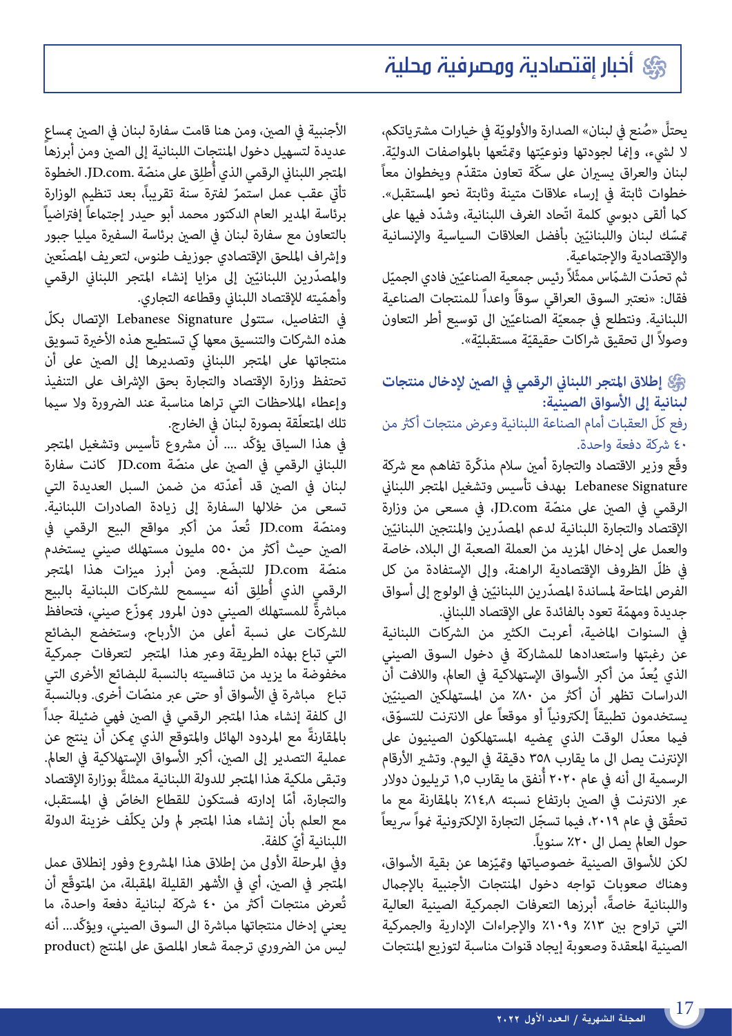يحتلّ «صُنع في لبنان» الصدارة والأولويّة في خيارات مشترياتكم، لا لشيء، وإنما لجودتها ونوعيّتها وتمتّعها بالمواصفات الدوليّة. لبنان والعراق يسيران على سكّة تعاون متقدّم ويخطوان معاً خطوات ثابتة في إرساء علاقات متينة وثابتة نحو المستقبل». كما ألقى دبوسي كلمة اتّحاد الغرف اللبنانية، وشدّد فيها على تمسّك لبنان واللبنانيّين بأفضل العلاقات السياسية والإنسانية والإقتصادية والإجتماعية.

ثم تحدّث الشمّاس ممثلاً رئيس جمعية الصناعيّين فادي الجميّل فقال: «نعتبر السوق العراقي سوقاً واعداً للمنتجات الصناعية اللبنانية. ونتطلع في جمعيّة الصناعيّين الى توسيع أطر التعاون وصولاً الى تحقيق شراكات حقيقيّة مستقبليّة».

## إطلاق المتجر اللبناني الرقمي في الصين لإدخال منتجات لبنانية إلى الأسواق الصينية:

### رفع كلّ العقبات أمام الصناعة اللبنانية وعرض منتجات أكثر من ٤٠ شركة دفعة واحدة.

وقّع وزير الاقتصاد والتجارة أمين سلام مذكّرة تفاهم مع شركة Lebanese Signature بهدف تأسيس وتشغيل المتجر اللبناني الرقمي في الصين على منصّة JD.com، في مسعى من وزارة الإقتصاد والتجارة اللبنانية لدعم المصدّرين والمنتجين اللبنانيّين والعمل على إدخال المزيد من العملة الصعبة الى البلاد، خاصة في ظلّ الظروف الإقتصادية الراهنة، وإلى الإستفادة من كل الفرص المتاحة لمساندة المصدّرين اللبنانيّين في الولوج إلى أسواق جديدة ومهمّة تعود بالفائدة على الإقتصاد اللبناني.

في السنوات الماضية، أعربت الكثير من الشركات اللبنانية عن رغبتها واستعدادها للمشاركة في دخول السوق الصيني الذي يُعدّ من أكبر الأسواق الإستهلاكية في العالم، واللافت أن الدراسات تظهر أن أكثر من ٨٠٪ من المستهلكين الصينيّين يستخدمون تطبيقاً إلكترونياً أو موقعاً على الانترنت للتسوّق، فيما معدّل الوقت الذي يمضيه المستهلكون الصينيون على الإنترنت يصل الى ما يقارب ٣٥٨ دقيقة في اليوم. وتشير الأرقام الرسمية الى أنه في عام ٢٠٢٠ أُنفق ما يقارب ١،٥ تريليون دولار عبر الانترنت في الصين بارتفاع نسبته ١٤،٨٪ بالمقارنة مع ما تحقّق في عام ٢٠١٩، فيما تسجّل التجارة الإلكترونية نمواً سريعاً حول العالم يصل الى ٢٠٪ سنوياً.

لكن للأسواق الصينية خصوصياتها وتميّزها عن بقية الأسواق، وهناك صعوبات تواجه دخول المنتجات الأجنبية بالإجمال واللبنانية خاصةً، أبرزها التعرفات الجمركية الصينية العالية التي تراوح بين ١٣٪ و١٠٩٪ والإجراءات الإدارية والجمركية الصينية المعقدة وصعوبة إيجاد قنوات مناسبة لتوزيع المنتجات الأجنبية في الصين، ومن هنا قامت سفارة لبنان في الصين بمساعٍ عديدة لتسهيل دخول المنتجات اللبنانية إلى الصين ومن أبرزها المتجر اللبناني الرقمي الذي أُطلِق على منصّة JD.com. الخطوة تأتي عقب عمل استمرّ لفترة سنة تقريباً، بعد تنظيم الوزارة برئاسة المدير العام الدكتور محمد أبو حيدر إجتماعاً إفتراضياً بالتعاون مع سفارة لبنان في الصين برئاسة السفيرة ميليا جبور وإشراف الملحق الإقتصادي جوزيف طنوس، لتعريف المصنّعين والمصدّرين اللبنانيّين إلى مزايا إنشاء المتجر اللبناني الرقمي وأهمّيته للإقتصاد اللبناني وقطاعه التجاري.

في التفاصيل، ستتولى Lebanese Signature الإتصال بكلّ هذه الشركات والتنسيق معها كي تستطيع هذه الأخيرة تسويق منتجاتها على المتجر اللبناني وتصديرها إلى الصين على أن تحتفظ وزارة الإقتصاد والتجارة بحق الإشراف على التنفيذ وإعطاء الملاحظات التي تراها مناسبة عند الضرورة ولا سيما تلك المتعلّقة بصورة لبنان في الخارج.

في هذا السياق يؤكّد .... أن مشروع تأسيس وتشغيل المتجر اللبناني الرقمي في الصين على منصّة JD.com كانت سفارة لبنان في الصين قد أعدّته من ضمن السبل العديدة التي تسعى من خلالها السفارة إلى زيادة الصادرات اللبنانية. ومنصّة JD.com تُعدّ من أكبر مواقع البيع الرقمي في الصين حيث أكثر من ٥٥٠ مليون مستهلك صيني يستخدم منصّة JD.com للتبضّع. ومن أبرز ميزات هذا المتجر الرقمي الذي أُطلِق أنه سيسمح للشركات اللبنانية بالبيع مباشرةً للمستهلك الصيني دون المرور بموزّع صيني، فتحافظ للشركات على نسبة أعلى من الأرباح، وستخضع البضائع التي تباع بهذه الطريقة وعبر هذا المتجر لتعرفات جمركية مخفوضة ما يزيد من تنافسيته بالنسبة للبضائع الأخرى التي تباع مباشرة في الأسواق أو حتى عبر منصّات أخرى. وبالنسبة الى كلفة إنشاء هذا المتجر الرقمي في الصين فهي ضئيلة جداً بالمقارنةً مع المردود الهائل والمتوقع الذي يمكن أن ينتج عن عملية التصدير إلى الصين، أكبر الأسواق الإستهلاكية في العالم. وتبقى ملكية هذا المتجر للدولة اللبنانية ممثلةً بوزارة الإقتصاد والتجارة، أمّا إدارته فستكون للقطاع الخاصّ في المستقبل، مع العلم بأن إنشاء هذا المتجر لم ولن يكلّف خزينة الدولة اللبنانية أيّ كلفة.

وفي المرحلة الأولى من إطلاق هذا المشروع وفور إنطلاق عمل المتجر في الصين، أي في الأشهر القليلة المقبلة، من المتوقّع أن تُعرض منتجات أكثر من ٤٠ شركة لبنانية دفعة واحدة، ما يعني إدخال منتجاتها مباشرة الى السوق الصيني، ويؤكّد... أنه ليس من الضروري ترجمة شعار الملصق على المنتج (product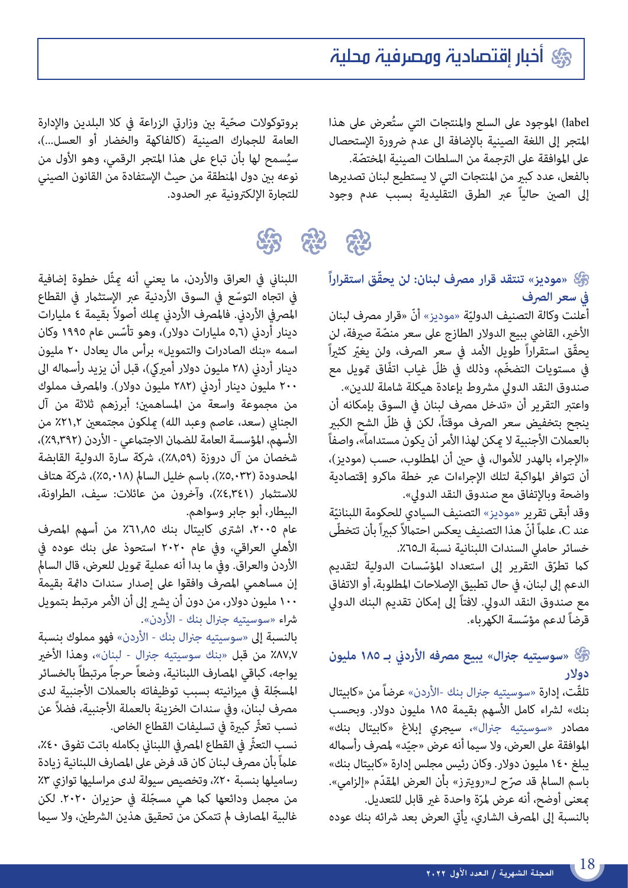## أخبار إقتصادية ومصرفية محلية

label) الموجود على السلع والمنتجات التي ستُعرض على هذا المتجر إلى اللغة الصينية بالإضافة الى عدم ضرورة الإستحصال على الموافقة على الترجمة من السلطات الصينية المختصّة.

بالفعل، عدد كبير من المنتجات التي لا يستطيع لبنان تصديرها إلى الصين حالياً عبر الطرق التقليدية بسبب عدم وجود بروتوكولات صحّية بين وزارتي الزراعة في كلا البلدين والإدارة العامة للجمارك الصينية (كالفاكهة والخضار أو العسل...)، سيُسمح لها بأن تباع على هذا المتجر الرقمي، وهو الأول من نوعه بين دول المنطقة من حيث الإستفادة من القانون الصيني للتجارة الإلكترونية عبر الحدود.

### «موديز» تنتقد قرار مصرف لبنان: لن يحقّق استقراراً في سعر الصرف

أعلنت وكالة التصنيف الدوليّة «موديز» أنّ «قرار مصرف لبنان الأخير، القاضي ببيع الدولار الطازج على سعر منصّة صيرفة، لن يحقّق استقراراً طويل الأمد في سعر الصرف، ولن يغيّر كثيراً في مستويات التضخّم، وذلك في ظلّ غياب اتفّاق تمويل مع صندوق النقد الدولي مشروط بإعادة هيكلة شاملة للدين».

واعتبر التقرير أن «تدخل مصرف لبنان في السوق بإمكانه أن ينجح بتخفيض سعر الصرف موقتاً، لكن في ظلّ الشح الكبير بالعملات الأجنبية لا يمكن لهذا الأمر أن يكون مستداماً»، واصفاً «الإجراء بالهدر للأموال، في حين أن المطلوب، حسب (موديز)، أن تتوافر المواكبة لتلك الإجراءات عبر خطة ماكرو إقتصادية واضحة وبالإتفاق مع صندوق النقد الدولي».

وقد أبقى تقرير «موديز» التصنيف السيادي للحكومة اللبنانيّة عند C، علماً أنّ هذا التصنيف يعكس احتمالاً كبيراً بأن تتخطّى خسائر حاملي السندات اللبنانية نسبة الـ٦٥٪.

كما تطرّق التقرير إلى استعداد المؤسّسات الدولية لتقديم الدعم إلى لبنان، في حال تطبيق الإصلاحات المطلوبة، أو الاتفاق مع صندوق النقد الدولي. لافتاً إلى إمكان تقديم البنك الدولي قرضاً لدعم مؤسّسة الكهرباء.

### «سوسيتيه جنرال» يبيع مصرفه الأردني بـ ١٨٥ مليون دولار

تلقّت، إدارة «سوسيتيه جنرال بنك -الأردن» عرضاً من «كابيتال بنك» لشراء كامل الأسهم بقيمة ١٨٥ مليون دولار. وبحسب مصادر «سوسيتيه جنرال»، سيجري إبلاغ «كابيتال بنك» الموافقة على العرض، ولا سيما أنه عرض «جيّد» لمصرف رأسماله يبلغ ١٤٠ مليون دولار. وكان رئيس مجلس إدارة «كابيتال بنك» باسم السالم قد صرّح لـ«رويترز» بأن العرض المقدّم «إلزامي». بمعنى أوضح، أنه عرض لمرّة واحدة غير قابل للتعديل.

بالنسبة إلى المصرف الشاري، يأتي العرض بعد شرائه بنك عوده اللبناني في العراق والأردن، ما يعني أنه يمثّل خطوة إضافية في اتجاه التوسّع في السوق الأردنية عبر الإستثمار في القطاع المصرفي الأردني. فالمصرف الأردني يملك أصولاً بقيمة ٤ مليارات دينار أردني (٥,٦ مليارات دولار)، وهو تأسّس عام ١٩٩٥ وكان اسمه «بنك الصادرات والتمويل» برأس مال يعادل ٢٠ مليون دينار أردني (٢٨ مليون دولار أميركي)، قبل أن يزيد رأسماله الى ٢٠٠ مليون دينار أردني (٢٨٢ مليون دولار). والمصرف مملوك من مجموعة واسعة من المساهمين؛ أبرزهم ثلاثة من آل الجنابي (سعد، عاصم وعبد الله) يملكون مجتمعين ٢١,٢٪ من الأسهم، المؤسسة العامة للضمان الاجتماعي - الأردن (٩,٣٩٢٪)، شخصان من آل دروزة (٨,٥٩٪)، شركة سارة الدولية القابضة المحدودة (٥,٠٣٢٪)، باسم خليل السالم (٥,٠١٨٪)، شركة هتاف للاستثمار (٤,٣٤١٪)، وآخرون من عائلات: سيف، الطراونة، البيطار، أبو جابر وسواهم.

عام ٢٠٠٥، اشترى كابيتال بنك ٦١,٨٥٪ من أسهم المصرف الأهلي العراقي، وفي عام ٢٠٢٠ استحوذ على بنك عوده في الأردن والعراق. وفي ما بدا أنه عملية تمويل للعرض، قال السالم إن مساهمي المصرف وافقوا على إصدار سندات دائمة بقيمة ١٠٠ مليون دولار، من دون أن يشير إلى أن الأمر مرتبط بتمويل شراء «سوسيتيه جنرال بنك - الأردن».

بالنسبة إلى «سوسيتيه جنرال بنك - الأردن» فهو مملوك بنسبة ٨٧,٧٪ من قبل «بنك سوسيتيه جنرال - لبنان»، وهذا الأخير يواجه، كباقي المصارف اللبنانية، وضعاً حرجاً مرتبطاً بالخسائر المسجّلة في ميزانيته بسبب توظيفاته بالعملات الأجنبية لدى مصرف لبنان، وفي سندات الخزينة بالعملة الأجنبية، فضلاً عن نسب تعثّر كبيرة في تسليفات القطاع الخاص.

نسب التعثّر في القطاع المصرفي اللبناني بكامله باتت تفوق ٤٠٪، علماً بأن مصرف لبنان كان قد فرض على المصارف اللبنانية زيادة رساميلها بنسبة ٢٠٪، وتخصيص سيولة لدى مراسليها توازي ٣٪ من مجمل ودائعها كما هي مسجّلة في حزيران ٢٠٢٠. لكن غالبية المصارف لم تتمكن من تحقيق هذين الشرطين، ولا سيما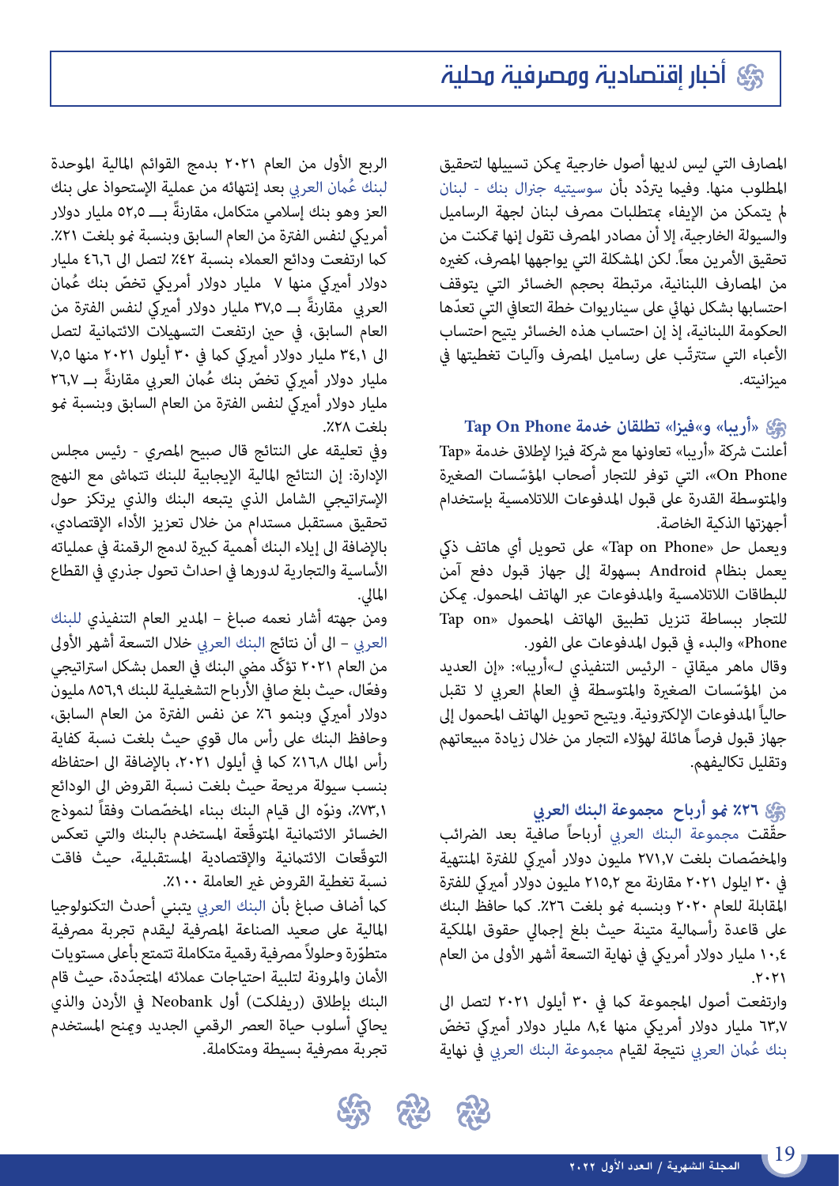المصارف التي ليس لديها أصول خارجية يمكن تسييلها لتحقيق المطلوب منها. وفيما يتردّد بأن سوسيتيه جنرال بنك - لبنان لم يتمكن من الإيفاء بمتطلبات مصرف لبنان لجهة الرساميل والسيولة الخارجية، إلا أن مصادر المصرف تقول إنها تمكنت من تحقيق الأمرين معاً. لكن المشكلة التي يواجهها المصرف، كغيره من المصارف اللبنانية، مرتبطة بحجم الخسائر التي يتوقف احتسابها بشكل نهائي على سيناريوات خطة التعافي التي تعدّها الحكومة اللبنانية، إذ إن احتساب هذه الخسائر يتيح احتساب الأعباء التي ستترتّب على رساميل المصرف وآليات تغطيتها في ميزانيته.

## «أريبا» و«فيزا» تطلقان خدمة Tap On Phone

أعلنت شركة «أريبا» تعاونها مع شركة فيزا لإطلاق خدمة «Tap On Phone»، التي توفر للتجار أصحاب المؤسّسات الصغيرة والمتوسطة القدرة على قبول المدفوعات اللاتلامسية بإستخدام أجهزتها الذكية الخاصة.

ويعمل حل «Tap on Phone» على تحويل أي هاتف ذكي يعمل بنظام Android بسهولة إلى جهاز قبول دفع آمن للبطاقات اللاتلامسية والمدفوعات عبر الهاتف المحمول. يمكن للتجار ببساطة تنزيل تطبيق الهاتف المحمول «Tap on Phone» والبدء في قبول المدفوعات على الفور.

وقال ماهر ميقاتي - الرئيس التنفيذي لـ«أريبا»: «إن العديد من المؤسّسات الصغيرة والمتوسطة في العالم العربي لا تقبل حالياً المدفوعات الإلكترونية. ويتيح تحويل الهاتف المحمول إلى جهاز قبول فرصاً هائلة لهؤلاء التجار من خلال زيادة مبيعاتهم وتقليل تكاليفهم.

## ٢٦٪ نمو أرباح مجموعة البنك العربي

حقّقت مجموعة البنك العربي أرباحاً صافية بعد الضرائب والمخصّصات بلغت ٢٧١,٧ مليون دولار أمريكي للفترة المنتهية في ٣٠ ايلول ٢٠٢١ مقارنة مع ٢١٥,٢ مليون دولار أمريكي للفترة المقابلة للعام ٢٠٢٠ وبنسبه نمو بلغت ٢٦٪. كما حافظ البنك على قاعدة رأسمالية متينة حيث بلغ إجمالي حقوق الملكية ١٠,٤ مليار دولار أمريكي في نهاية التسعة أشهر الأولى من العام ٢٠٢١.

وارتفعت أصول المجموعة كما في ٣٠ أيلول ٢٠٢١ لتصل الى ٦٣,٧ مليار دولار أمريكي منها ٨,٤ مليار دولار أمريكي تخصّ بنك عُمان العربي نتيجة لقيام مجموعة البنك العربي في نهاية الربع الأول من العام ٢٠٢١ بدمج القوائم المالية الموحدة لبنك عُمان العربي بعد إنتهائه من عملية الإستحواذ على بنك العز وهو بنك إسلامي متكامل، مقارنةً بـــ ٥٢,٥ مليار دولار أمريكي لنفس الفترة من العام السابق وبنسبة نمو بلغت ٢١٪. كما ارتفعت ودائع العملاء بنسبة ٤٢٪ لتصل الى ٤٦,٦ مليار دولار أمريكي منها ٧ مليار دولار أمريكي تخصّ بنك عُمان العربي مقارنةً بـــ ٣٧,٥ مليار دولار أمريكي لنفس الفترة من العام السابق، في حين ارتفعت التسهيلات الائتمانية لتصل الى ٣٤,١ مليار دولار أمريكي كما في ٣٠ أيلول ٢٠٢١ منها ٧,٥ مليار دولار أمريكي تخصّ بنك عُمان العربي مقارنة بـــ ٢٦,٧ مليار دولار أمريكي لنفس الفترة من العام السابق وبنسبة نمو بلغت ٢٨٪.

وفي تعليقه على النتائج قال صبيح المصري - رئيس مجلس الإدارة: إن النتائج المالية الإيجابية للبنك تتماشى مع النهج الإستراتيجي الشامل الذي يتبعه البنك والذي يرتكز حول تحقيق مستقبل مستدام من خلال تعزيز الأداء الإقتصادي، بالإضافة الى إيلاء البنك أهمية كبيرة لدمج الرقمنة في عملياته الأساسية والتجارية لدورها في احداث تحول جذري في القطاع المالي.

ومن جهته أشار نعمه صباغ – المدير العام التنفيذي للبنك العربي – الى أن نتائج البنك العربي خلال التسعة أشهر الأولى من العام ٢٠٢١ تؤكّد مضي البنك في العمل بشكل استراتيجي وفعّال، حيث بلغ صافي الأرباح التشغيلية للبنك ٨٥٦,٩ مليون دولار أمريكي وبنمو ٦٪ عن نفس الفترة من العام السابق، وحافظ البنك على رأس مال قوي حيث بلغت نسبة كفاية رأس المال ١٦,٨٪ كما في أيلول ٢٠٢١، بالإضافة الى احتفاظه بنسب سيولة مريحة حيث بلغت نسبة القروض الى الودائع ٧٣,١٪، ونوّه الى قيام البنك ببناء المخصّصات وفقاً لنموذج الخسائر الائتمانية المتوقّعة المستخدم بالبنك والتي تعكس التوقّعات الائتمانية والإقتصادية المستقبلية، حيث فاقت نسبة تغطية القروض غير العاملة ١٠٠٪.

كما أضاف صباغ بأن البنك العربي يتبنى أحدث التكنولوجيا المالية على صعيد الصناعة المصرفية ليقدم تجربة مصرفية متطوّرة وحلولاً مصرفية رقمية متكاملة تتمتع بأعلى مستويات الأمان والمرونة لتلبية احتياجات عملائه المتجدّدة، حيث قام البنك بإطلاق (ريفلكت) أول Neobank في الأردن والذي يحاكي أسلوب حياة العصر الرقمي الجديد ويمنح المستخدم تجربة مصرفية بسيطة ومتكاملة.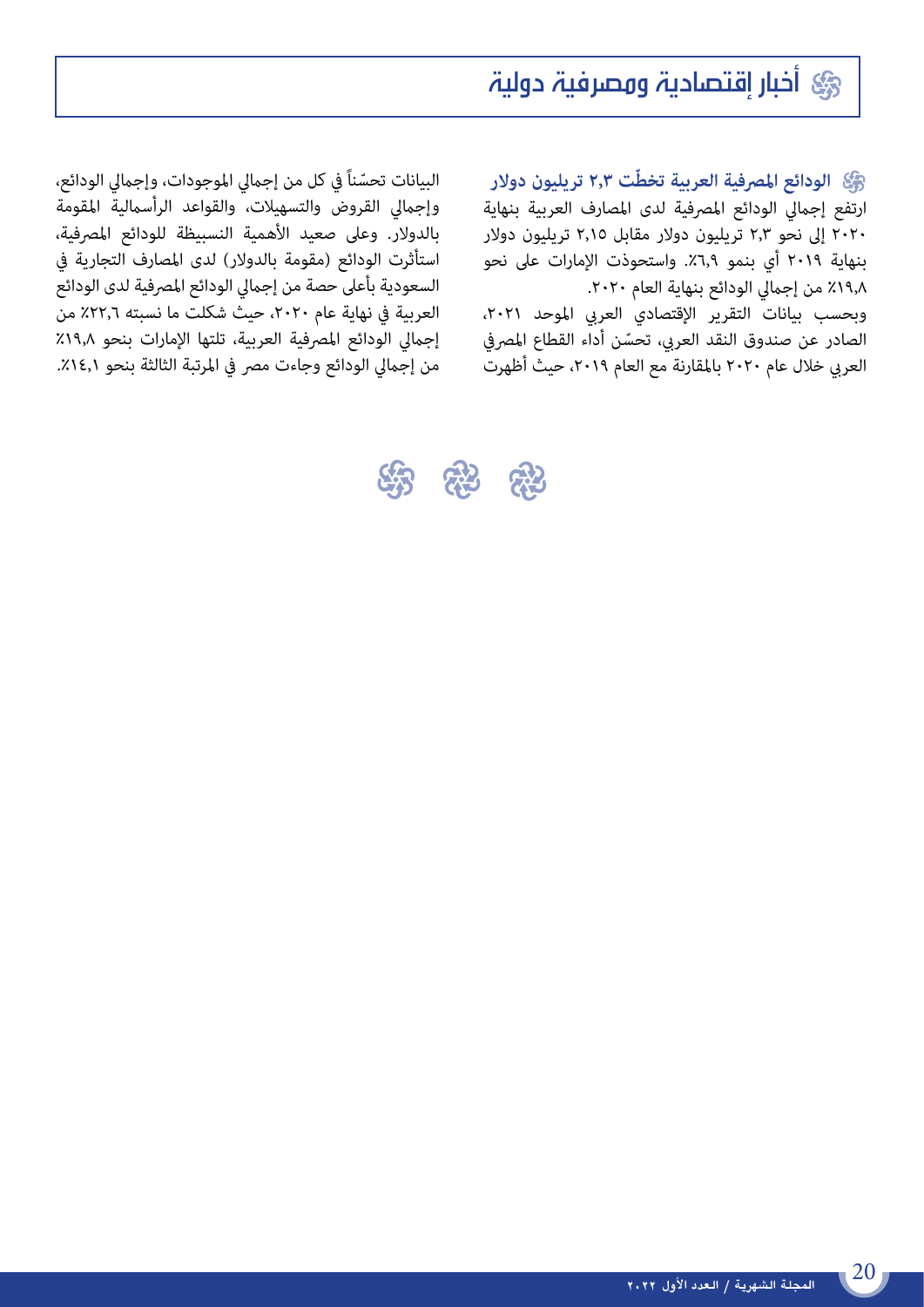# أخبار إقتصادية ومصرفية دولية

### الودائع المصرفية العربية تخطّت ٢٫٣ تريليون دولار

ارتفع إجمالي الودائع المصرفية لدى المصارف العربية بنهاية ٢٠٢٠ إلى نحو ٢٫٣ تريليون دولار مقابل ٢٫١٥ تريليون دولار بنهاية ٢٠١٩ أي بنمو ٦٫٩٪. واستحوذت الإمارات على نحو ١٩٫٨٪ من إجمالي الودائع بنهاية العام ٢٠٢٠.

وبحسب بيانات التقرير الإقتصادي العربي الموحد ٢٠٢١، الصادر عن صندوق النقد العربي، تحسّن أداء القطاع المصرفي العربي خلال عام ٢٠٢٠ بالمقارنة مع العام ٢٠١٩، حيث أظهرت البيانات تحسّناً في كل من إجمالي الموجودات، وإجمالي الودائع، وإجمالي القروض والتسهيلات، والقواعد الرأسمالية المقومة بالدولار. وعلى صعيد الأهمية النسبيظة للودائع المصرفية، استأثرت الودائع (مقومة بالدولار) لدى المصارف التجارية في السعودية بأعلى حصة من إجمالي الودائع المصرفية لدى الودائع العربية في نهاية عام ٢٠٢٠، حيث شكلت ما نسبته ٢٢٫٦٪ من إجمالي الودائع المصرفية العربية، تلتها الإمارات بنحو ١٩٫٨٪ من إجمالي الودائع وجاءت مصر في المرتبة الثالثة بنحو ١٤٫١٪.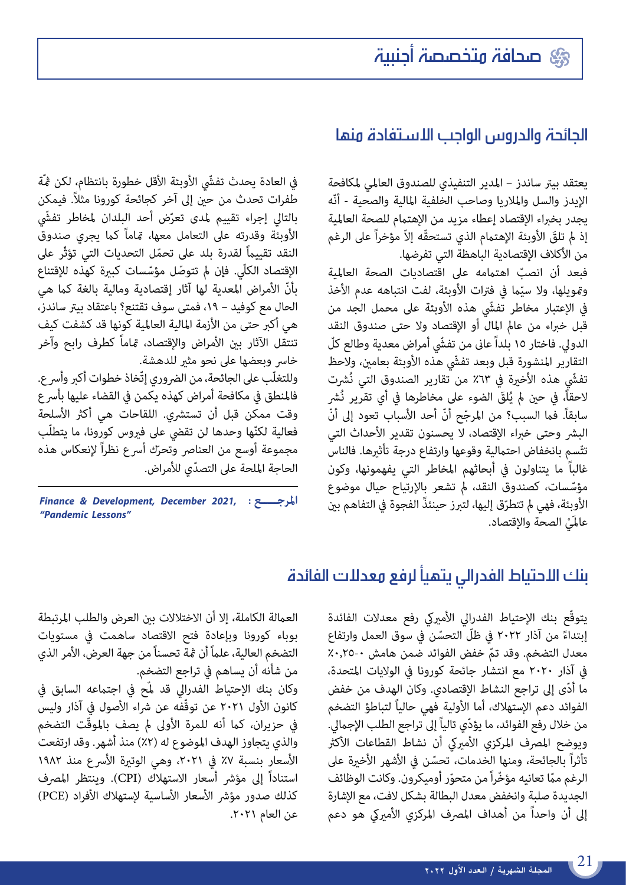## صحافة متخصصة أجنبية

## الجائحة والدروس الواجب الاستفادة منها

يعتقد بيتر ساندز – المدير التنفيذي للصندوق العالمي لمكافحة الإيدز والسل والملاريا وصاحب الخلفية المالية والصحية - أنّه يجدر بخبراء الإقتصاد إعطاء مزيد من الإهتمام للصحة العالمية إذ لم تلقَ الأوبئة الإهتمام الذي تستحقّه إلاّ مؤخراً على الرغم من الأكلاف الإقتصادية الباهظة التي تفرضها.

فبعد أن انصبّ اهتمامه على اقتصاديات الصحة العالمية وتمويلها، ولا سيّما في فترات الأوبئة، لفت انتباهه عدم الأخذ في الإعتبار مخاطر تفشّي هذه الأوبئة على محمل الجد من قبل خبراء من عالم المال أو الإقتصاد ولا حتى صندوق النقد الدولي. فاختار ١٥ بلداً عانى من تفشّي أمراض معدية وطالع كلّ التقارير المنشورة قبل وبعد تفشّي هذه الأوبئة بعامين، ولاحظ تفشّي هذه الأخيرة في ٦٣٪ من تقارير الصندوق التي نُشرت لاحقاً، في حين لم يُلقَ الضوء على مخاطرها في أي تقرير نُشر سابقاً. فما السبب؟ من المرجّح أنّ أحد الأسباب تعود إلى أنّ البشر وحتى خبراء الإقتصاد، لا يحسنون تقدير الأحداث التي تتّسم بانخفاض احتمالية وقوعها وارتفاع درجة تأثيرها. فالناس غالباً ما يتناولون في أبحاثهم المخاطر التي يفهمونها، وكون مؤسّسات، كصندوق النقد، لم تشعر بالإرتياح حيال موضوع الأوبئة، فهي لم تتطرّق إليها، لتبرز حينئذٍ الفجوة في التفاهم بين عالمَيْ الصحة والإقتصاد.

في العادة يحدث تفشّي الأوبئة الأقل خطورة بانتظام، لكن ثمّة طفرات تحدث من حين إلى آخر كجائحة كورونا مثلاً. فيمكن بالتالي إجراء تقييم لمدى تعرّض أحد البلدان لمخاطر تفشّي الأوبئة وقدرته على التعامل معها، تماماً كما يجري صندوق النقد تقييماً لقدرة بلد على تحمّل التحديات التي تؤثّر على الإقتصاد الكلّي. فإن لم تتوصّل مؤسّسات كبيرة كهذه للإقتناع بأنّ الأمراض المعدية لها آثار إقتصادية ومالية بالغة كما هي الحال مع كوفيد – ١٩، فمتى سوف تقتنع؟ باعتقاد بيتر ساندز، هي أكبر حتى من الأزمة المالية العالمية كونها قد كشفت كيف تنتقل الآثار بين الأمراض والإقتصاد، تماماً كطرف رابح وآخر خاسر وبعضها على نحو مثير للدهشة.

وللتغلّب على الجائحة، من الضروري إتّخاذ خطوات أكبر وأسرع. فالمنطق في مكافحة أمراض كهذه يكمن في القضاء عليها بأسرع وقت ممكن قبل أن تستشري. اللقاحات هي أكثر الأسلحة فعالية لكنّها وحدها لن تقضي على فيروس كورونا، ما يتطلّب مجموعة أوسع من العناصر وتحرّك أسرع نظراً لإنعكاس هذه الحاجة الملحة على التصدّي للأمراض.

**المرجــــع :** ***Finance & Development, December 2021, "Pandemic Lessons"***

## بنك الاحتياط الفدرالي يتهيأ لرفع معدلات الفائدة

يتوقّع بنك الإحتياط الفدرالي الأميركي رفع معدلات الفائدة إبتداءً من آذار ٢٠٢٢ في ظلّ التحسّن في سوق العمل وارتفاع معدل التضخم. وقد تمّ خفض الفوائد ضمن هامش ٠-٠,٢٥٪ في آذار ٢٠٢٠ مع انتشار جائحة كورونا في الولايات المتحدة، ما أدّى إلى تراجع النشاط الإقتصادي. وكان الهدف من خفض الفوائد دعم الإستهلاك، أما الأولية فهي حالياً لتباطؤ التضخم من خلال رفع الفوائد، ما يؤدّي تالياً إلى تراجع الطلب الإجمالي. ويوضح المصرف المركزي الأميركي أن نشاط القطاعات الأكثر تأثّراً بالجائحة، ومنها الخدمات، تحسّن في الأشهر الأخيرة على الرغم ممّا تعانيه مؤخّراً من متحوّر أوميكرون. وكانت الوظائف الجديدة صلبة وانخفض معدل البطالة بشكل لافت، مع الإشارة إلى أن واحداً من أهداف المصرف المركزي الأميركي هو دعم العمالة الكاملة، إلا أن الاختلالات بين العرض والطلب المرتبطة بوباء كورونا وبإعادة فتح الاقتصاد ساهمت في مستويات التضخم العالية، علماً أن ثمة تحسناً من جهة العرض، الأمر الذي من شأنه أن يساهم في تراجع التضخم.

وكان بنك الإحتياط الفدرالي قد لمّح في اجتماعه السابق في كانون الأول ٢٠٢١ عن توقّفه عن شراء الأصول في آذار وليس في حزيران، كما أنه للمرة الأولى لم يصف بالموقّت التضخم والذي يتجاوز الهدف الموضوع له (٢٪) منذ أشهر. وقد ارتفعت الأسعار بنسبة ٧٪ في ٢٠٢١، وهي الوتيرة الأسرع منذ ١٩٨٢ استناداً إلى مؤشر أسعار الاستهلاك (CPI). وينتظر المصرف كذلك صدور مؤشر الأسعار الأساسية لإستهلاك الأفراد (PCE) عن العام ٢٠٢١.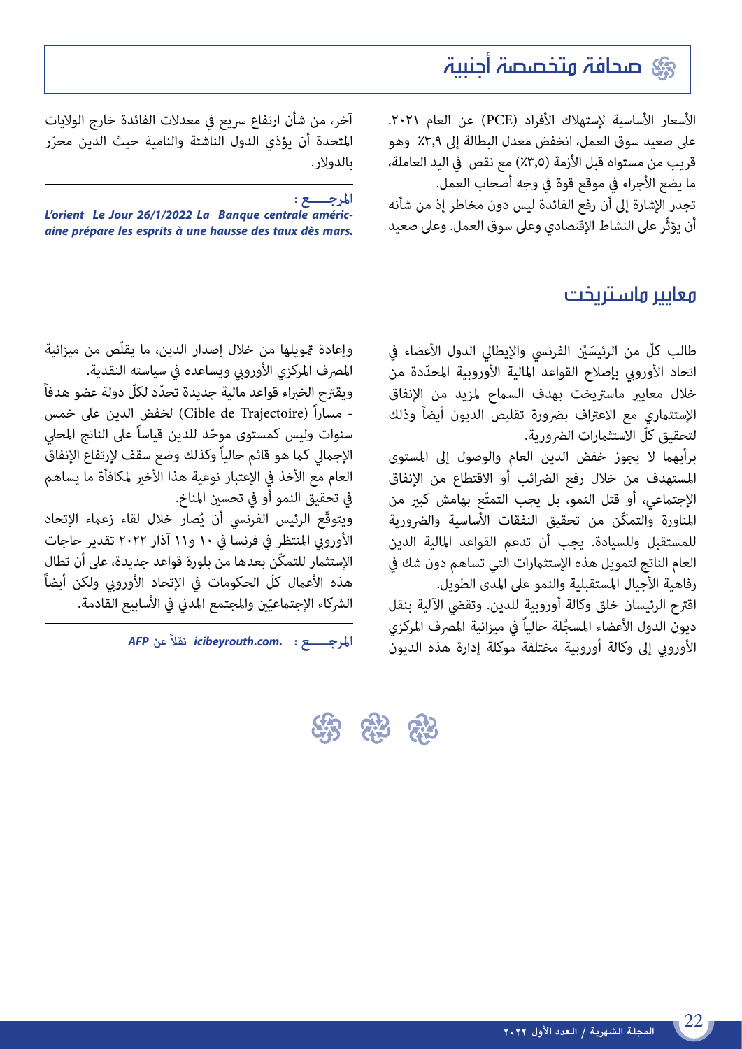# صحافة متخصصة أجنبية

الأسعار الأساسية لإستهلاك الأفراد (PCE) عن العام ٢٠٢١. على صعيد سوق العمل، انخفض معدل البطالة إلى ٣,٩٪ وهو قريب من مستواه قبل الأزمة (٣,٥٪) مع نقص في اليد العاملة، ما يضع الأجراء في موقع قوة في وجه أصحاب العمل.

تجدر الإشارة إلى أن رفع الفائدة ليس دون مخاطر إذ من شأنه أن يؤثّر على النشاط الإقتصادي وعلى سوق العمل. وعلى صعيد آخر، من شأن ارتفاع سريع في معدلات الفائدة خارج الولايات المتحدة أن يؤذي الدول الناشئة والنامية حيث الدين محرّر بالدولار.

**المرجـــــع :**
***L'orient Le Jour 26/1/2022 La Banque centrale américaine prépare les esprits à une hausse des taux dès mars.***

## معايير ماستريخت

طالب كلّ من الرئيسَيْن الفرنسي والإيطالي الدول الأعضاء في اتحاد الأوروبي بإصلاح القواعد المالية الأوروبية المحدّدة من خلال معايير ماستريخت بهدف السماح لمزيد من الإنفاق الإستثماري مع الاعتراف بضرورة تقليص الديون أيضاً وذلك لتحقيق كلّ الاستثمارات الضرورية.

برأيهما لا يجوز خفض الدين العام والوصول إلى المستوى المستهدف من خلال رفع الضرائب أو الاقتطاع من الإنفاق الإجتماعي، أو قتل النمو، بل يجب التمتّع بهامش كبير من المناورة والتمكّن من تحقيق النفقات الأساسية والضرورية للمستقبل وللسيادة. يجب أن تدعم القواعد المالية الدين العام الناتج لتمويل هذه الإستثمارات التي تساهم دون شك في رفاهية الأجيال المستقبلية والنمو على المدى الطويل.

اقترح الرئيسان خلق وكالة أوروبية للدين. وتقضي الآلية بنقل ديون الدول الأعضاء المسجَّلة حالياً في ميزانية المصرف المركزي الأوروبي إلى وكالة أوروبية مختلفة موكلة إدارة هذه الديون وإعادة تمويلها من خلال إصدار الدين، ما يقلّص من ميزانية المصرف المركزي الأوروبي ويساعده في سياسته النقدية.

ويقترح الخبراء قواعد مالية جديدة تحدّد لكلّ دولة عضو هدفاً - مساراً (Cible de Trajectoire) لخفض الدين على خمس سنوات وليس كمستوى موحّد للدين قياساً على الناتج المحلي الإجمالي كما هو قائم حالياً وكذلك وضع سقف لإرتفاع الإنفاق العام مع الأخذ في الإعتبار نوعية هذا الأخير لمكافأة ما يساهم في تحقيق النمو أو في تحسين المناخ.

ويتوقّع الرئيس الفرنسي أن يُصار خلال لقاء زعماء الإتحاد الأوروبي المنتظر في فرنسا في ١٠ و١١ آذار ٢٠٢٢ تقدير حاجات الإستثمار للتمكّن بعدها من بلورة قواعد جديدة، على أن تطال هذه الأعمال كلّ الحكومات في الإتحاد الأوروبي ولكن أيضاً الشركاء الإجتماعيّين والمجتمع المدني في الأسابيع القادمة.

**المرجـــــع :** ***icibeyrouth.com.*** **نقلاً عن AFP**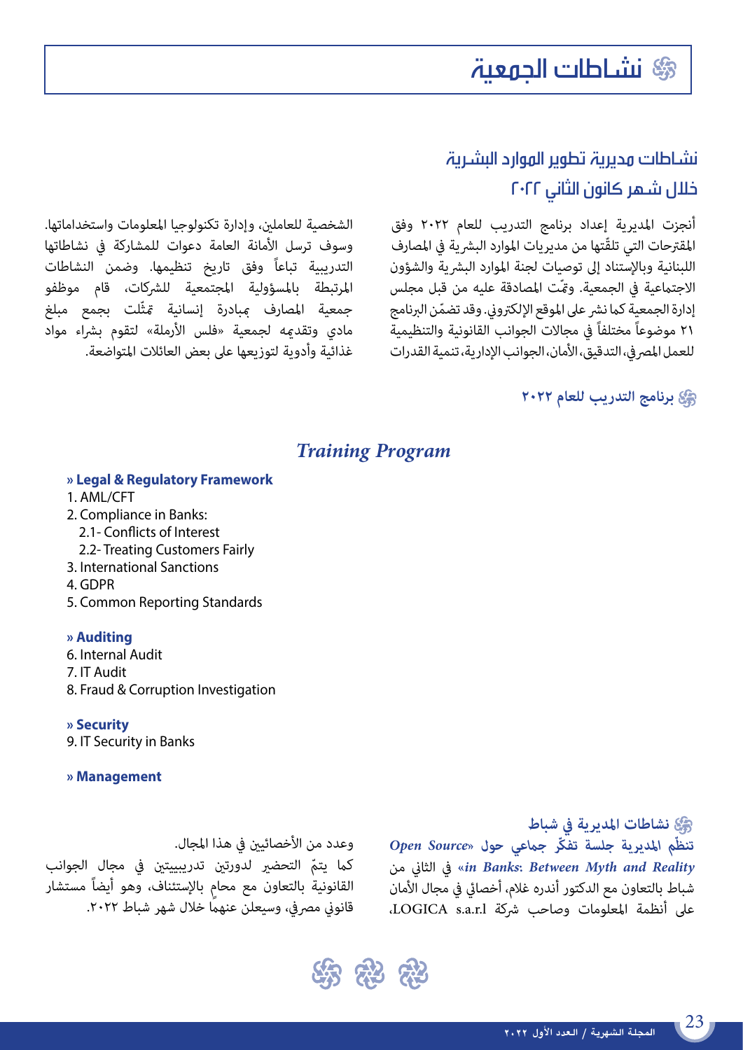# نشـاطات الجمعية

## نشـاطات مديرية تطوير الموارد البشـرية خلال شـهر كانون الثاني ٢٠٢٢

أنجزت المديرية إعداد برنامج التدريب للعام ٢٠٢٢ وفق المقترحات التي تلقّتها من مديريات الموارد البشرية في المصارف اللبنانية وبالإستناد إلى توصيات لجنة الموارد البشرية والشؤون الاجتماعية في الجمعية. وتمّت المصادقة عليه من قبل مجلس إدارة الجمعية كما نشر على الموقع الإلكتروني. وقد تضمّن البرنامج ٢١ موضوعاً مختلفاً في مجالات الجوانب القانونية والتنظيمية للعمل المصرفي، التدقيق، الأمان، الجوانب الإدارية، تنمية القدرات الشخصية للعاملين، وإدارة تكنولوجيا المعلومات واستخداماتها. وسوف ترسل الأمانة العامة دعوات للمشاركة في نشاطاتها التدريبية تباعاً وفق تاريخ تنظيمها. وضمن النشاطات المرتبطة بالمسؤولية المجتمعية للشركات، قام موظفو جمعية المصارف بمبادرة إنسانية تمثّلت بجمع مبلغ مادي وتقديمه لجمعية «فلس الأرملة» لتقوم بشراء مواد غذائية وأدوية لتوزيعها على بعض العائلات المتواضعة.

### برنامج التدريب للعام ٢٠٢٢

## *Training Program*

**» Legal & Regulatory Framework**

1. AML/CFT
2. Compliance in Banks:
   2.1- Conflicts of Interest
   2.2- Treating Customers Fairly
3. International Sanctions
4. GDPR
5. Common Reporting Standards

**» Auditing**

6. Internal Audit
7. IT Audit
8. Fraud & Corruption Investigation

**» Security**

9. IT Security in Banks

**» Management**

### نشاطات المديرية في شباط

**تنظّم المديرية جلسة تفكّر جماعي حول «*Open Source in Banks: Between Myth and Reality*»** في الثاني من شباط بالتعاون مع الدكتور أندره غلام، أخصائي في مجال الأمان على أنظمة المعلومات وصاحب شركة LOGICA s.a.r.l، وعدد من الأخصائيين في هذا المجال.

كما يتمّ التحضير لدورتين تدريبيتين في مجال الجوانب القانونية بالتعاون مع محامٍ بالإستئناف، وهو أيضاً مستشار قانوني مصرفي، وسيعلن عنهما خلال شهر شباط ٢٠٢٢.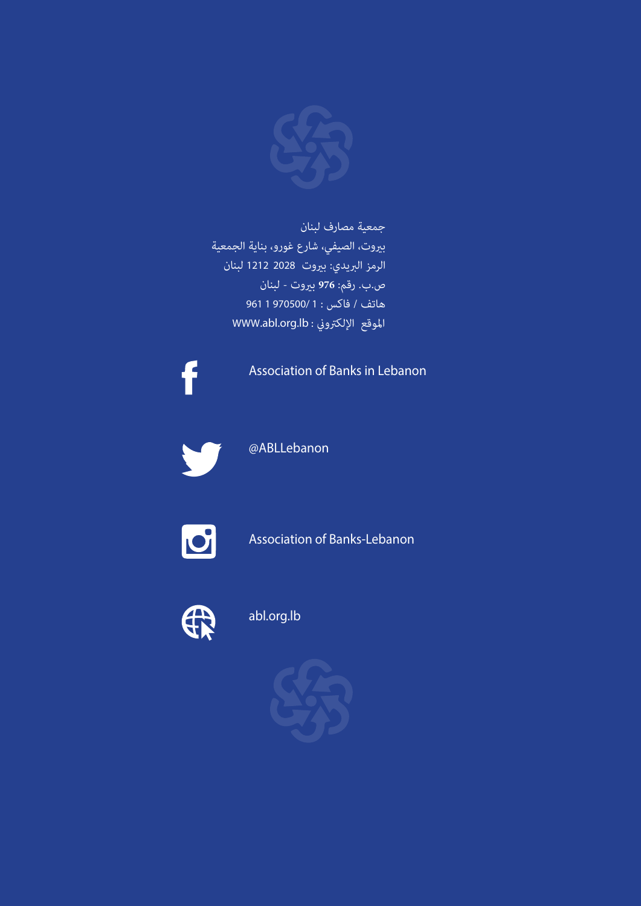جمعية مصارف لبنان

بيروت، الصيفي، شارع غورو، بناية الجمعية

الرمز البريدي: بيروت 2028 1212 لبنان

ص.ب. رقم: 976 بيروت - لبنان

هاتف / فاكس : 1 /970500 1 961

الموقع الإلكتروني : www.abl.org.lb

Association of Banks in Lebanon

@ABLLebanon

Association of Banks-Lebanon

abl.org.lb